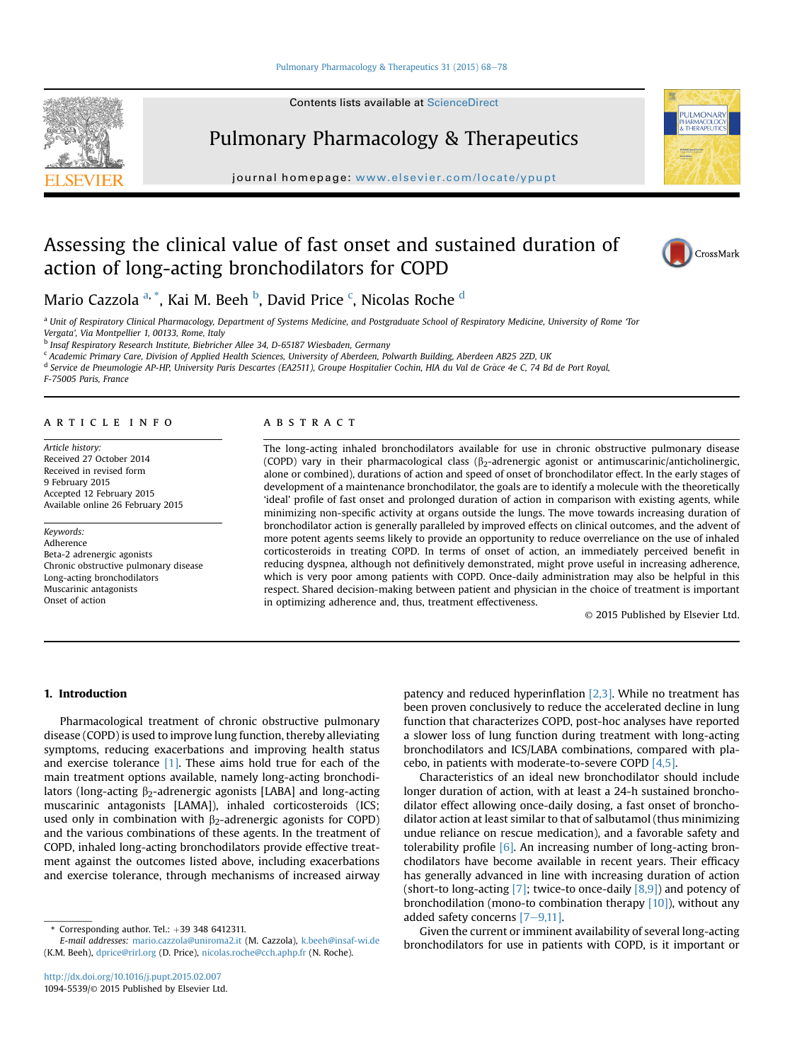# Assessing the clinical value of fast onset and sustained duration of action of long-acting bronchodilators for COPD

Mario Cazzola [a,*], Kai M. Beeh [b], David Price [c], Nicolas Roche [d]

[a] Unit of Respiratory Clinical Pharmacology, Department of Systems Medicine, and Postgraduate School of Respiratory Medicine, University of Rome 'Tor Vergata', Via Montpellier 1, 00133, Rome, Italy

[b] Insaf Respiratory Research Institute, Biebricher Allee 34, D-65187 Wiesbaden, Germany

[c] Academic Primary Care, Division of Applied Health Sciences, University of Aberdeen, Polwarth Building, Aberdeen AB25 2ZD, UK

[d] Service de Pneumologie AP-HP, University Paris Descartes (EA2511), Groupe Hospitalier Cochin, HIA du Val de Grâce 4e C, 74 Bd de Port Royal, F-75005 Paris, France

## ARTICLE INFO

*Article history:*
Received 27 October 2014
Received in revised form
9 February 2015
Accepted 12 February 2015
Available online 26 February 2015

*Keywords:*
Adherence
Beta-2 adrenergic agonists
Chronic obstructive pulmonary disease
Long-acting bronchodilators
Muscarinic antagonists
Onset of action

## ABSTRACT

The long-acting inhaled bronchodilators available for use in chronic obstructive pulmonary disease (COPD) vary in their pharmacological class ($\beta_2$-adrenergic agonist or antimuscarinic/anticholinergic, alone or combined), durations of action and speed of onset of bronchodilator effect. In the early stages of development of a maintenance bronchodilator, the goals are to identify a molecule with the theoretically 'ideal' profile of fast onset and prolonged duration of action in comparison with existing agents, while minimizing non-specific activity at organs outside the lungs. The move towards increasing duration of bronchodilator action is generally paralleled by improved effects on clinical outcomes, and the advent of more potent agents seems likely to provide an opportunity to reduce overreliance on the use of inhaled corticosteroids in treating COPD. In terms of onset of action, an immediately perceived benefit in reducing dyspnea, although not definitively demonstrated, might prove useful in increasing adherence, which is very poor among patients with COPD. Once-daily administration may also be helpful in this respect. Shared decision-making between patient and physician in the choice of treatment is important in optimizing adherence and, thus, treatment effectiveness.

© 2015 Published by Elsevier Ltd.

## 1. Introduction

Pharmacological treatment of chronic obstructive pulmonary disease (COPD) is used to improve lung function, thereby alleviating symptoms, reducing exacerbations and improving health status and exercise tolerance [1]. These aims hold true for each of the main treatment options available, namely long-acting bronchodilators (long-acting $\beta_2$-adrenergic agonists [LABA] and long-acting muscarinic antagonists [LAMA]), inhaled corticosteroids (ICS; used only in combination with $\beta_2$-adrenergic agonists for COPD) and the various combinations of these agents. In the treatment of COPD, inhaled long-acting bronchodilators provide effective treatment against the outcomes listed above, including exacerbations and exercise tolerance, through mechanisms of increased airway patency and reduced hyperinflation [2,3]. While no treatment has been proven conclusively to reduce the accelerated decline in lung function that characterizes COPD, post-hoc analyses have reported a slower loss of lung function during treatment with long-acting bronchodilators and ICS/LABA combinations, compared with placebo, in patients with moderate-to-severe COPD [4,5].

Characteristics of an ideal new bronchodilator should include longer duration of action, with at least a 24-h sustained bronchodilator effect allowing once-daily dosing, a fast onset of bronchodilator action at least similar to that of salbutamol (thus minimizing undue reliance on rescue medication), and a favorable safety and tolerability profile [6]. An increasing number of long-acting bronchodilators have become available in recent years. Their efficacy has generally advanced in line with increasing duration of action (short-to long-acting [7]; twice-to once-daily [8,9]) and potency of bronchodilation (mono-to combination therapy [10]), without any added safety concerns [7–9,11].

Given the current or imminent availability of several long-acting bronchodilators for use in patients with COPD, is it important or

* Corresponding author. Tel.: +39 348 6412311.
*E-mail addresses:* mario.cazzola@uniroma2.it (M. Cazzola), k.beeh@insaf-wi.de (K.M. Beeh), dprice@rirl.org (D. Price), nicolas.roche@cch.aphp.fr (N. Roche).

http://dx.doi.org/10.1016/j.pupt.2015.02.007
1094-5539/© 2015 Published by Elsevier Ltd.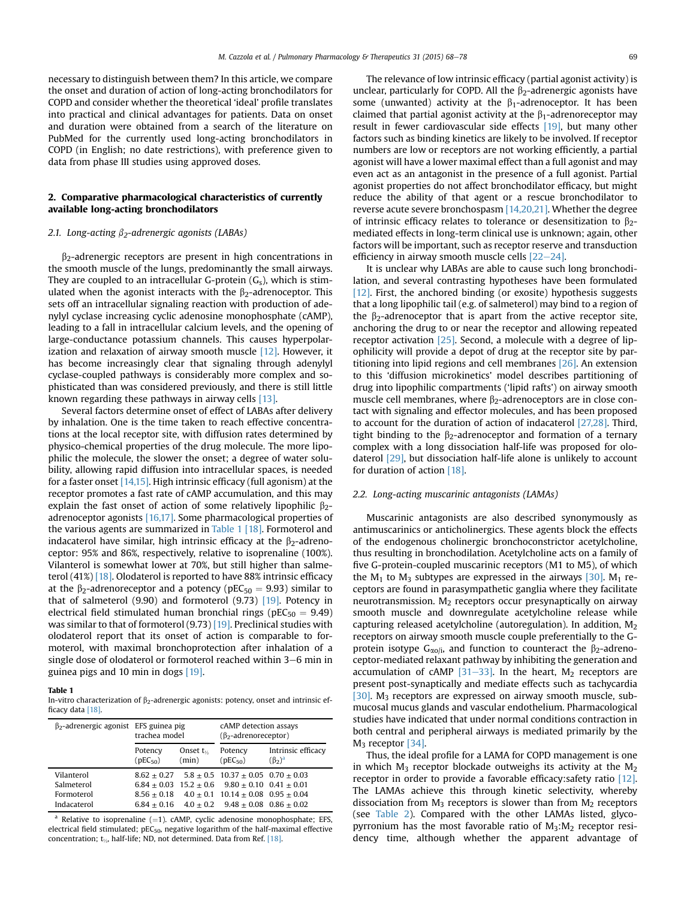necessary to distinguish between them? In this article, we compare the onset and duration of action of long-acting bronchodilators for COPD and consider whether the theoretical 'ideal' profile translates into practical and clinical advantages for patients. Data on onset and duration were obtained from a search of the literature on PubMed for the currently used long-acting bronchodilators in COPD (in English; no date restrictions), with preference given to data from phase III studies using approved doses.

## 2. Comparative pharmacological characteristics of currently available long-acting bronchodilators

### 2.1. Long-acting $\beta_2$-adrenergic agonists (LABAs)

$\beta_2$-adrenergic receptors are present in high concentrations in the smooth muscle of the lungs, predominantly the small airways. They are coupled to an intracellular G-protein ($G_s$), which is stimulated when the agonist interacts with the $\beta_2$-adrenoceptor. This sets off an intracellular signaling reaction with production of adenylyl cyclase increasing cyclic adenosine monophosphate (cAMP), leading to a fall in intracellular calcium levels, and the opening of large-conductance potassium channels. This causes hyperpolarization and relaxation of airway smooth muscle [12]. However, it has become increasingly clear that signaling through adenylyl cyclase-coupled pathways is considerably more complex and sophisticated than was considered previously, and there is still little known regarding these pathways in airway cells [13].

Several factors determine onset of effect of LABAs after delivery by inhalation. One is the time taken to reach effective concentrations at the local receptor site, with diffusion rates determined by physico-chemical properties of the drug molecule. The more lipophilic the molecule, the slower the onset; a degree of water solubility, allowing rapid diffusion into intracellular spaces, is needed for a faster onset [14,15]. High intrinsic efficacy (full agonism) at the receptor promotes a fast rate of cAMP accumulation, and this may explain the fast onset of action of some relatively lipophilic $\beta_2$-adrenoceptor agonists [16,17]. Some pharmacological properties of the various agents are summarized in Table 1 [18]. Formoterol and indacaterol have similar, high intrinsic efficacy at the $\beta_2$-adrenoceptor: 95% and 86%, respectively, relative to isoprenaline (100%). Vilanterol is somewhat lower at 70%, but still higher than salmeterol (41%) [18]. Olodaterol is reported to have 88% intrinsic efficacy at the $\beta_2$-adrenoreceptor and a potency ($pEC_{50} = 9.93$) similar to that of salmeterol (9.90) and formoterol (9.73) [19]. Potency in electrical field stimulated human bronchial rings ($pEC_{50} = 9.49$) was similar to that of formoterol (9.73) [19]. Preclinical studies with olodaterol report that its onset of action is comparable to formoterol, with maximal bronchoprotection after inhalation of a single dose of olodaterol or formoterol reached within 3–6 min in guinea pigs and 10 min in dogs [19].

**Table 1**
In-vitro characterization of $\beta_2$-adrenergic agonists: potency, onset and intrinsic efficacy data [18].

| $\beta_2$-adrenergic agonist | EFS guinea pig trachea model | | cAMP detection assays ($\beta_2$-adrenoreceptor) | |
|---|---|---|---|---|
| | Potency ($pEC_{50}$) | Onset $t_{½}$ (min) | Potency ($pEC_{50}$) | Intrinsic efficacy ($\beta_2$)[a] |
| Vilanterol | 8.62 ± 0.27 | 5.8 ± 0.5 | 10.37 ± 0.05 | 0.70 ± 0.03 |
| Salmeterol | 6.84 ± 0.03 | 15.2 ± 0.6 | 9.80 ± 0.10 | 0.41 ± 0.01 |
| Formoterol | 8.56 ± 0.18 | 4.0 ± 0.1 | 10.14 ± 0.08 | 0.95 ± 0.04 |
| Indacaterol | 6.84 ± 0.16 | 4.0 ± 0.2 | 9.48 ± 0.08 | 0.86 ± 0.02 |

[a] Relative to isoprenaline (=1). cAMP, cyclic adenosine monophosphate; EFS, electrical field stimulated; $pEC_{50}$, negative logarithm of the half-maximal effective concentration; $t_{½}$, half-life; ND, not determined. Data from Ref. [18].

The relevance of low intrinsic efficacy (partial agonist activity) is unclear, particularly for COPD. All the $\beta_2$-adrenergic agonists have some (unwanted) activity at the $\beta_1$-adrenoceptor. It has been claimed that partial agonist activity at the $\beta_1$-adrenoceptor may result in fewer cardiovascular side effects [19], but many other factors such as binding kinetics are likely to be involved. If receptor numbers are low or receptors are not working efficiently, a partial agonist will have a lower maximal effect than a full agonist and may even act as an antagonist in the presence of a full agonist. Partial agonist properties do not affect bronchodilator efficacy, but might reduce the ability of that agent or a rescue bronchodilator to reverse acute severe bronchospasm [14,20,21]. Whether the degree of intrinsic efficacy relates to tolerance or desensitization to $\beta_2$-mediated effects in long-term clinical use is unknown; again, other factors will be important, such as receptor reserve and transduction efficiency in airway smooth muscle cells [22–24].

It is unclear why LABAs are able to cause such long bronchodilation, and several contrasting hypotheses have been formulated [12]. First, the anchored binding (or exosite) hypothesis suggests that a long lipophilic tail (e.g. of salmeterol) may bind to a region of the $\beta_2$-adrenoceptor that is apart from the active receptor site, anchoring the drug to or near the receptor and allowing repeated receptor activation [25]. Second, a molecule with a degree of lipophilicity will provide a depot of drug at the receptor site by partitioning into lipid regions and cell membranes [26]. An extension to this 'diffusion microkinetics' model describes partitioning of drug into lipophilic compartments ('lipid rafts') on airway smooth muscle cell membranes, where $\beta_2$-adrenoceptors are in close contact with signaling and effector molecules, and has been proposed to account for the duration of action of indacaterol [27,28]. Third, tight binding to the $\beta_2$-adrenoceptor and formation of a ternary complex with a long dissociation half-life was proposed for olodaterol [29], but dissociation half-life alone is unlikely to account for duration of action [18].

### 2.2. Long-acting muscarinic antagonists (LAMAs)

Muscarinic antagonists are also described synonymously as antimuscarinics or anticholinergics. These agents block the effects of the endogenous cholinergic bronchoconstrictor acetylcholine, thus resulting in bronchodilation. Acetylcholine acts on a family of five G-protein-coupled muscarinic receptors (M1 to M5), of which the $M_1$ to $M_3$ subtypes are expressed in the airways [30]. $M_1$ receptors are found in parasympathetic ganglia where they facilitate neurotransmission. $M_2$ receptors occur presynaptically on airway smooth muscle and downregulate acetylcholine release while capturing released acetylcholine (autoregulation). In addition, $M_2$ receptors on airway smooth muscle couple preferentially to the G-protein isotype $G_{\alpha o/i}$, and function to counteract the $\beta_2$-adrenoceptor-mediated relaxant pathway by inhibiting the generation and accumulation of cAMP [31–33]. In the heart, $M_2$ receptors are present post-synaptically and mediate effects such as tachycardia [30]. $M_3$ receptors are expressed on airway smooth muscle, submucosal mucus glands and vascular endothelium. Pharmacological studies have indicated that under normal conditions contraction in both central and peripheral airways is mediated primarily by the $M_3$ receptor [34].

Thus, the ideal profile for a LAMA for COPD management is one in which $M_3$ receptor blockade outweighs its activity at the $M_2$ receptor in order to provide a favorable efficacy:safety ratio [12]. The LAMAs achieve this through kinetic selectivity, whereby dissociation from $M_3$ receptors is slower than from $M_2$ receptors (see Table 2). Compared with the other LAMAs listed, glycopyrronium has the most favorable ratio of $M_3$:$M_2$ receptor residency time, although whether the apparent advantage of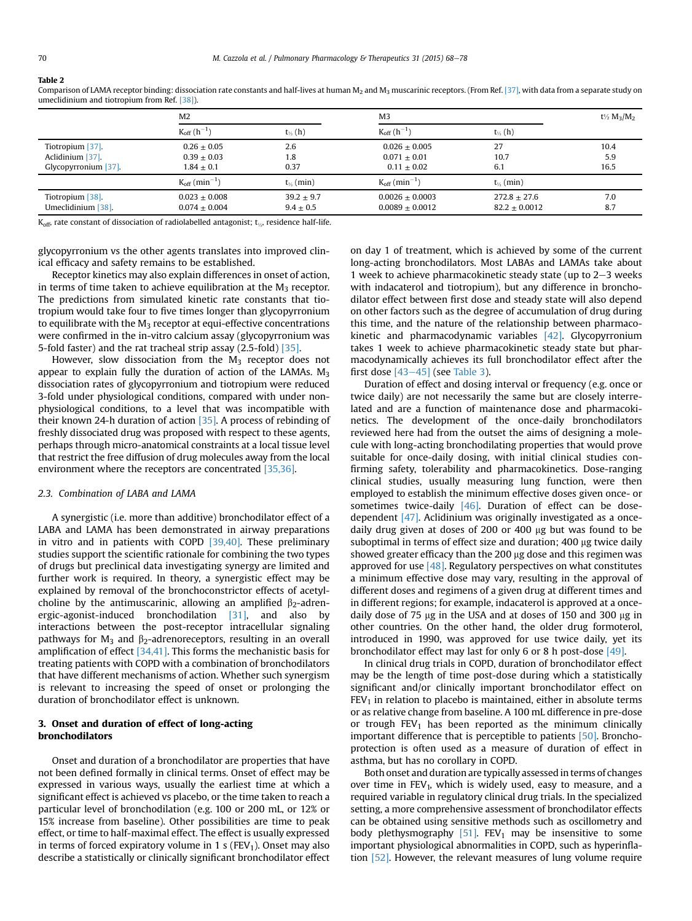**Table 2**
Comparison of LAMA receptor binding: dissociation rate constants and half-lives at human $M_2$ and $M_3$ muscarinic receptors. (From Ref. [37], with data from a separate study on umeclidinium and tiotropium from Ref. [38]).

| | M2 | | M3 | | t½ $M_3/M_2$ |
|---|---|---|---|---|---|
| | $K_{off}$ ($h^{-1}$) | t½ (h) | $K_{off}$ ($h^{-1}$) | t½ (h) | |
| Tiotropium [37]. | 0.26 ± 0.05 | 2.6 | 0.026 ± 0.005 | 27 | 10.4 |
| Aclidinium [37]. | 0.39 ± 0.03 | 1.8 | 0.071 ± 0.01 | 10.7 | 5.9 |
| Glycopyrronium [37]. | 1.84 ± 0.1 | 0.37 | 0.11 ± 0.02 | 6.1 | 16.5 |
| | $K_{off}$ ($min^{-1}$) | t½ (min) | $K_{off}$ ($min^{-1}$) | t½ (min) | |
| Tiotropium [38]. | 0.023 ± 0.008 | 39.2 ± 9.7 | 0.0026 ± 0.0003 | 272.8 ± 27.6 | 7.0 |
| Umeclidinium [38]. | 0.074 ± 0.004 | 9.4 ± 0.5 | 0.0089 ± 0.0012 | 82.2 ± 0.0012 | 8.7 |

$K_{off}$, rate constant of dissociation of radiolabelled antagonist; t½, residence half-life.

glycopyrronium vs the other agents translates into improved clinical efficacy and safety remains to be established.

Receptor kinetics may also explain differences in onset of action, in terms of time taken to achieve equilibration at the $M_3$ receptor. The predictions from simulated kinetic rate constants that tiotropium would take four to five times longer than glycopyrronium to equilibrate with the $M_3$ receptor at equi-effective concentrations were confirmed in the in-vitro calcium assay (glycopyrronium was 5-fold faster) and the rat tracheal strip assay (2.5-fold) [35].

However, slow dissociation from the $M_3$ receptor does not appear to explain fully the duration of action of the LAMAs. $M_3$ dissociation rates of glycopyrronium and tiotropium were reduced 3-fold under physiological conditions, compared with under non-physiological conditions, to a level that was incompatible with their known 24-h duration of action [35]. A process of rebinding of freshly dissociated drug was proposed with respect to these agents, perhaps through micro-anatomical constraints at a local tissue level that restrict the free diffusion of drug molecules away from the local environment where the receptors are concentrated [35,36].

### 2.3. Combination of LABA and LAMA

A synergistic (i.e. more than additive) bronchodilator effect of a LABA and LAMA has been demonstrated in airway preparations in vitro and in patients with COPD [39,40]. These preliminary studies support the scientific rationale for combining the two types of drugs but preclinical data investigating synergy are limited and further work is required. In theory, a synergistic effect may be explained by removal of the bronchoconstrictor effects of acetylcholine by the antimuscarinic, allowing an amplified $\beta_2$-adrenergic-agonist-induced bronchodilation [31], and also by interactions between the post-receptor intracellular signaling pathways for $M_3$ and $\beta_2$-adrenoreceptors, resulting in an overall amplification of effect [34,41]. This forms the mechanistic basis for treating patients with COPD with a combination of bronchodilators that have different mechanisms of action. Whether such synergism is relevant to increasing the speed of onset or prolonging the duration of bronchodilator effect is unknown.

## 3. Onset and duration of effect of long-acting bronchodilators

Onset and duration of a bronchodilator are properties that have not been defined formally in clinical terms. Onset of effect may be expressed in various ways, usually the earliest time at which a significant effect is achieved vs placebo, or the time taken to reach a particular level of bronchodilation (e.g. 100 or 200 mL, or 12% or 15% increase from baseline). Other possibilities are time to peak effect, or time to half-maximal effect. The effect is usually expressed in terms of forced expiratory volume in 1 s ($FEV_1$). Onset may also describe a statistically or clinically significant bronchodilator effect on day 1 of treatment, which is achieved by some of the current long-acting bronchodilators. Most LABAs and LAMAs take about 1 week to achieve pharmacokinetic steady state (up to 2–3 weeks with indacaterol and tiotropium), but any difference in bronchodilator effect between first dose and steady state will also depend on other factors such as the degree of accumulation of drug during this time, and the nature of the relationship between pharmacokinetic and pharmacodynamic variables [42]. Glycopyrronium takes 1 week to achieve pharmacokinetic steady state but pharmacodynamically achieves its full bronchodilator effect after the first dose [43–45] (see Table 3).

Duration of effect and dosing interval or frequency (e.g. once or twice daily) are not necessarily the same but are closely interrelated and are a function of maintenance dose and pharmacokinetics. The development of the once-daily bronchodilators reviewed here had from the outset the aims of designing a molecule with long-acting bronchodilating properties that would prove suitable for once-daily dosing, with initial clinical studies confirming safety, tolerability and pharmacokinetics. Dose-ranging clinical studies, usually measuring lung function, were then employed to establish the minimum effective doses given once- or sometimes twice-daily [46]. Duration of effect can be dose-dependent [47]. Aclidinium was originally investigated as a once-daily drug given at doses of 200 or 400 μg but was found to be suboptimal in terms of effect size and duration; 400 μg twice daily showed greater efficacy than the 200 μg dose and this regimen was approved for use [48]. Regulatory perspectives on what constitutes a minimum effective dose may vary, resulting in the approval of different doses and regimens of a given drug at different times and in different regions; for example, indacaterol is approved at a once-daily dose of 75 μg in the USA and at doses of 150 and 300 μg in other countries. On the other hand, the older drug formoterol, introduced in 1990, was approved for use twice daily, yet its bronchodilator effect may last for only 6 or 8 h post-dose [49].

In clinical drug trials in COPD, duration of bronchodilator effect may be the length of time post-dose during which a statistically significant and/or clinically important bronchodilator effect on $FEV_1$ in relation to placebo is maintained, either in absolute terms or as relative change from baseline. A 100 mL difference in pre-dose or trough $FEV_1$ has been reported as the minimum clinically important difference that is perceptible to patients [50]. Bronchoprotection is often used as a measure of duration of effect in asthma, but has no corollary in COPD.

Both onset and duration are typically assessed in terms of changes over time in $FEV_1$, which is widely used, easy to measure, and a required variable in regulatory clinical drug trials. In the specialized setting, a more comprehensive assessment of bronchodilator effects can be obtained using sensitive methods such as oscillometry and body plethysmography [51]. $FEV_1$ may be insensitive to some important physiological abnormalities in COPD, such as hyperinflation [52]. However, the relevant measures of lung volume require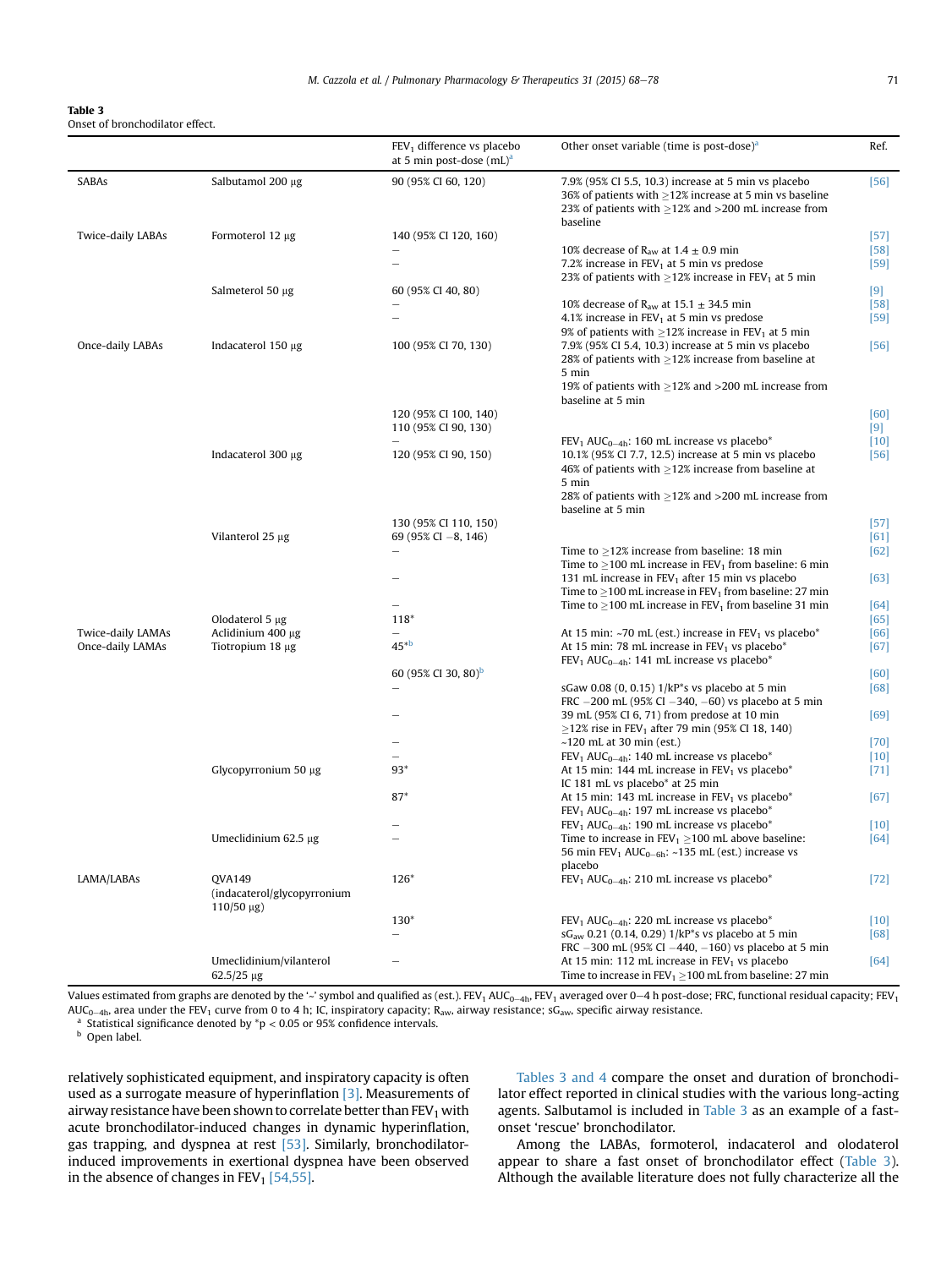**Table 3**
Onset of bronchodilator effect.

| | | $FEV_1$ difference vs placebo at 5 min post-dose (mL)[a] | Other onset variable (time is post-dose)[a] | Ref. |
|---|---|---|---|---|
| SABAs | Salbutamol 200 μg | 90 (95% CI 60, 120) | 7.9% (95% CI 5.0, 10.3) increase at 5 min vs placebo<br>36% of patients with ≥12% increase at 5 min vs baseline<br>23% of patients with ≥12% and >200 mL increase from baseline | [56] |
| Twice-daily LABAs | Formoterol 12 μg | 140 (95% CI 120, 160) | | [57] |
| | | – | 10% decrease of $R_{aw}$ at 1.4 ± 0.9 min | [58] |
| | | – | 7.2% increase in $FEV_1$ at 5 min vs predose<br>23% of patients with ≥12% increase in $FEV_1$ at 5 min | [59] |
| | Salmeterol 50 μg | 60 (95% CI 40, 80) | | [9] |
| | | – | 10% decrease of $R_{aw}$ at 15.1 ± 34.5 min | [58] |
| | | – | 4.1% increase in $FEV_1$ at 5 min vs predose<br>9% of patients with ≥12% increase in $FEV_1$ at 5 min | [59] |
| Once-daily LABAs | Indacaterol 150 μg | 100 (95% CI 70, 130) | 7.9% (95% CI 5.4, 10.3) increase at 5 min vs placebo<br>28% of patients with ≥12% increase from baseline at 5 min<br>19% of patients with ≥12% and >200 mL increase from baseline at 5 min | [56] |
| | | 120 (95% CI 100, 140) | | [60] |
| | | 110 (95% CI 90, 130) | | [9] |
| | | – | $FEV_1$ $AUC_{0-4h}$: 160 mL increase vs placebo* | [10] |
| | Indacaterol 300 μg | 120 (95% CI 90, 150) | 10.1% (95% CI 7.7, 12.5) increase at 5 min vs placebo<br>46% of patients with ≥12% increase from baseline at 5 min<br>28% of patients with ≥12% and >200 mL increase from baseline at 5 min | [56] |
| | | 130 (95% CI 110, 150) | | [57] |
| | Vilanterol 25 μg | 69 (95% CI −8, 146) | | [61] |
| | | – | Time to ≥12% increase from baseline: 18 min<br>Time to ≥100 mL increase in $FEV_1$ from baseline: 6 min | [62] |
| | | – | 131 mL increase in $FEV_1$ after 15 min vs placebo<br>Time to ≥100 mL increase in $FEV_1$ from baseline: 27 min | [63] |
| | | – | Time to ≥100 mL increase in $FEV_1$ from baseline 31 min | [64] |
| | Olodaterol 5 μg | 118* | | [65] |
| Twice-daily LAMAs | Aclidinium 400 μg | – | At 15 min: ~70 mL (est.) increase in $FEV_1$ vs placebo* | [66] |
| Once-daily LAMAs | Tiotropium 18 μg | 45*[b] | At 15 min: 78 mL increase in $FEV_1$ vs placebo*<br>$FEV_1$ $AUC_{0-4h}$: 141 mL increase vs placebo* | [67] |
| | | 60 (95% CI 30, 80)[b] | | [60] |
| | | – | sGaw 0.08 (0, 0.15) 1/kP*s vs placebo at 5 min<br>FRC −200 mL (95% CI −340, −60) vs placebo at 5 min | [68] |
| | | – | 39 mL (95% CI 6, 71) from predose at 10 min<br>≥12% rise in $FEV_1$ after 79 min (95% CI 18, 140) | [69] |
| | | – | ~120 mL at 30 min (est.) | [70] |
| | | – | $FEV_1$ $AUC_{0-4h}$: 140 mL increase vs placebo* | [10] |
| | Glycopyrronium 50 μg | 93* | At 15 min: 144 mL increase in $FEV_1$ vs placebo*<br>IC 181 mL vs placebo* at 25 min | [71] |
| | | 87* | At 15 min: 143 mL increase in $FEV_1$ vs placebo*<br>$FEV_1$ $AUC_{0-4h}$: 197 mL increase vs placebo* | [67] |
| | | – | $FEV_1$ $AUC_{0-4h}$: 190 mL increase vs placebo* | [10] |
| | Umeclidinium 62.5 μg | – | Time to increase in $FEV_1$ ≥100 mL above baseline: 56 min $FEV_1$ $AUC_{0-6h}$: ~135 mL (est.) increase vs placebo | [64] |
| LAMA/LABAs | QVA149 (indacaterol/glycopyrronium 110/50 μg) | 126* | $FEV_1$ $AUC_{0-4h}$: 210 mL increase vs placebo* | [72] |
| | | 130* | $FEV_1$ $AUC_{0-4h}$: 220 mL increase vs placebo* | [10] |
| | | – | $sG_{aw}$ 0.21 (0.14, 0.29) 1/kP*s vs placebo at 5 min<br>FRC −300 mL (95% CI −440, −160) vs placebo at 5 min | [68] |
| | Umeclidinium/vilanterol 62.5/25 μg | – | At 15 min: 112 mL increase in $FEV_1$ vs placebo<br>Time to increase in $FEV_1$ ≥100 mL from baseline: 27 min | [64] |

Values estimated from graphs are denoted by the '~' symbol and qualified as (est.). $FEV_1$ $AUC_{0-4h}$, $FEV_1$ averaged over 0–4 h post-dose; FRC, functional residual capacity; $FEV_1$ $AUC_{0-4h}$, area under the $FEV_1$ curve from 0 to 4 h; IC, inspiratory capacity; $R_{aw}$, airway resistance; $sG_{aw}$, specific airway resistance.
[a] Statistical significance denoted by *$p < 0.05$ or 95% confidence intervals.
[b] Open label.

relatively sophisticated equipment, and inspiratory capacity is often used as a surrogate measure of hyperinflation [3]. Measurements of airway resistance have been shown to correlate better than $FEV_1$ with acute bronchodilator-induced changes in dynamic hyperinflation, gas trapping, and dyspnea at rest [53]. Similarly, bronchodilator-induced improvements in exertional dyspnea have been observed in the absence of changes in $FEV_1$ [54,55].

Tables 3 and 4 compare the onset and duration of bronchodilator effect reported in clinical studies with the various long-acting agents. Salbutamol is included in Table 3 as an example of a fast-onset 'rescue' bronchodilator.

Among the LABAs, formoterol, indacaterol and olodaterol appear to share a fast onset of bronchodilator effect (Table 3). Although the available literature does not fully characterize all the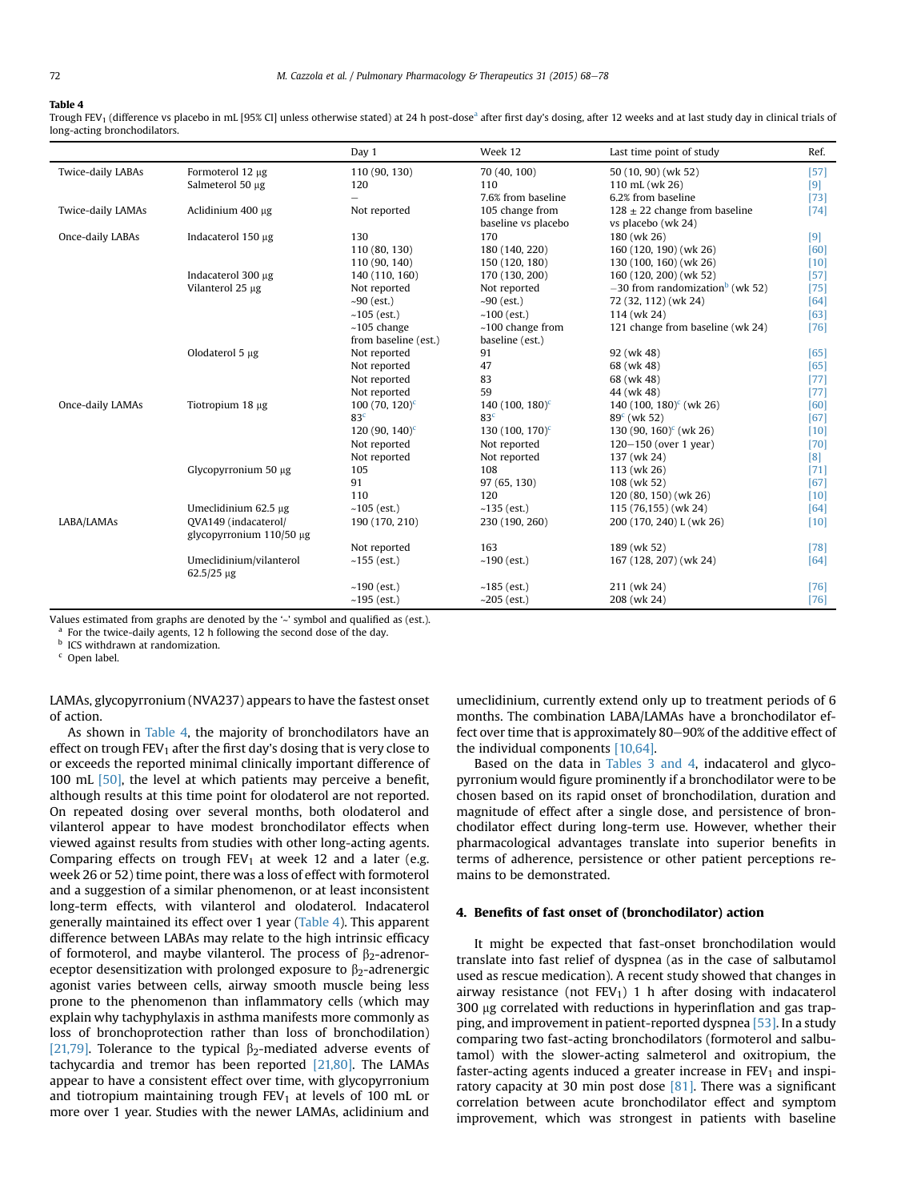**Table 4**
Trough $FEV_1$ (difference vs placebo in mL [95% CI] unless otherwise stated) at 24 h post-dose[a] after first day's dosing, after 12 weeks and at last study day in clinical trials of long-acting bronchodilators.

| | | Day 1 | Week 12 | Last time point of study | Ref. |
|---|---|---|---|---|---|
| Twice-daily LABAs | Formoterol 12 μg | 110 (90, 130) | 70 (40, 100) | 50 (10, 90) (wk 52) | [57] |
| | Salmeterol 50 μg | 120 | 110 | 110 mL (wk 26) | [9] |
| | | – | 7.6% from baseline | 6.2% from baseline | [73] |
| Twice-daily LAMAs | Aclidinium 400 μg | Not reported | 105 change from baseline vs placebo | 128 ± 22 change from baseline vs placebo (wk 24) | [74] |
| Once-daily LABAs | Indacaterol 150 μg | 130 | 170 | 180 (wk 26) | [9] |
| | | 110 (80, 130) | 180 (140, 220) | 160 (120, 190) (wk 26) | [60] |
| | | 110 (90, 140) | 150 (120, 180) | 130 (100, 160) (wk 26) | [10] |
| | Indacaterol 300 μg | 140 (110, 160) | 170 (130, 200) | 160 (120, 200) (wk 52) | [57] |
| | Vilanterol 25 μg | Not reported | Not reported | −30 from randomization[b] (wk 52) | [75] |
| | | ~90 (est.) | ~90 (est.) | 72 (32, 112) (wk 24) | [64] |
| | | ~105 (est.) | ~100 (est.) | 114 (wk 24) | [63] |
| | | ~105 change from baseline (est.) | ~100 change from baseline (est.) | 121 change from baseline (wk 24) | [76] |
| | Olodaterol 5 μg | Not reported | 91 | 92 (wk 48) | [65] |
| | | Not reported | 47 | 68 (wk 48) | [65] |
| | | Not reported | 83 | 68 (wk 48) | [77] |
| | | Not reported | 59 | 44 (wk 48) | [77] |
| Once-daily LAMAs | Tiotropium 18 μg | 100 (70, 120)[c] | 140 (100, 180)[c] | 140 (100, 180)[c] (wk 26) | [60] |
| | | 83[c] | 83[c] | 89[c] (wk 52) | [67] |
| | | 120 (90, 140)[c] | 130 (100, 170)[c] | 130 (90, 160)[c] (wk 26) | [10] |
| | | Not reported | Not reported | 120–150 (over 1 year) | [70] |
| | | Not reported | Not reported | 137 (wk 24) | [8] |
| | Glycopyrronium 50 μg | 105 | 108 | 113 (wk 26) | [71] |
| | | 91 | 97 (65, 130) | 108 (wk 52) | [67] |
| | | 110 | 120 | 120 (80, 150) (wk 26) | [10] |
| | Umeclidinium 62.5 μg | ~105 (est.) | ~135 (est.) | 115 (76,155) (wk 24) | [64] |
| LABA/LAMAs | QVA149 (indacaterol/ glycopyrronium 110/50 μg | 190 (170, 210) | 230 (190, 260) | 200 (170, 240) L (wk 26) | [10] |
| | | Not reported | 163 | 189 (wk 52) | [78] |
| | Umeclidinium/vilanterol 62.5/25 μg | ~155 (est.) | ~190 (est.) | 167 (128, 207) (wk 24) | [64] |
| | | ~190 (est.) | ~185 (est.) | 211 (wk 24) | [76] |
| | | ~195 (est.) | ~205 (est.) | 208 (wk 24) | [76] |

Values estimated from graphs are denoted by the '~' symbol and qualified as (est.).
[a] For the twice-daily agents, 12 h following the second dose of the day.
[b] ICS withdrawn at randomization.
[c] Open label.

LAMAs, glycopyrronium (NVA237) appears to have the fastest onset of action.

As shown in Table 4, the majority of bronchodilators have an effect on trough $FEV_1$ after the first day's dosing that is very close to or exceeds the reported minimal clinically important difference of 100 mL [50], the level at which patients may perceive a benefit, although results at this time point for olodaterol are not reported. On repeated dosing over several months, both olodaterol and vilanterol appear to have modest bronchodilator effects when viewed against results from studies with other long-acting agents. Comparing effects on trough $FEV_1$ at week 12 and a later (e.g. week 26 or 52) time point, there was a loss of effect with formoterol and a suggestion of a similar phenomenon, or at least inconsistent long-term effects, with vilanterol and olodaterol. Indacaterol generally maintained its effect over 1 year (Table 4). This apparent difference between LABAs may relate to the high intrinsic efficacy of formoterol, and maybe vilanterol. The process of $\beta_2$-adrenoreceptor desensitization with prolonged exposure to $\beta_2$-adrenergic agonist varies between cells, airway smooth muscle being less prone to the phenomenon than inflammatory cells (which may explain why tachyphylaxis in asthma manifests more commonly as loss of bronchoprotection rather than loss of bronchodilation) [21,79]. Tolerance to the typical $\beta_2$-mediated adverse events of tachycardia and tremor has been reported [21,80]. The LAMAs appear to have a consistent effect over time, with glycopyrronium and tiotropium maintaining trough $FEV_1$ at levels of 100 mL or more over 1 year. Studies with the newer LAMAs, aclidinium and umeclidinium, currently extend only up to treatment periods of 6 months. The combination LABA/LAMAs have a bronchodilator effect over time that is approximately 80–90% of the additive effect of the individual components [10,64].

Based on the data in Tables 3 and 4, indacaterol and glycopyrronium would figure prominently if a bronchodilator were to be chosen based on its rapid onset of bronchodilation, duration and magnitude of effect after a single dose, and persistence of bronchodilator effect during long-term use. However, whether their pharmacological advantages translate into superior benefits in terms of adherence, persistence or other patient perceptions remains to be demonstrated.

## 4. Benefits of fast onset of (bronchodilator) action

It might be expected that fast-onset bronchodilation would translate into fast relief of dyspnea (as in the case of salbutamol used as rescue medication). A recent study showed that changes in airway resistance (not $FEV_1$) 1 h after dosing with indacaterol 300 μg correlated with reductions in hyperinflation and gas trapping, and improvement in patient-reported dyspnea [53]. In a study comparing two fast-acting bronchodilators (formoterol and salbutamol) with the slower-acting salmeterol and oxitropium, the faster-acting agents induced a greater increase in $FEV_1$ and inspiratory capacity at 30 min post dose [81]. There was a significant correlation between acute bronchodilator effect and symptom improvement, which was strongest in patients with baseline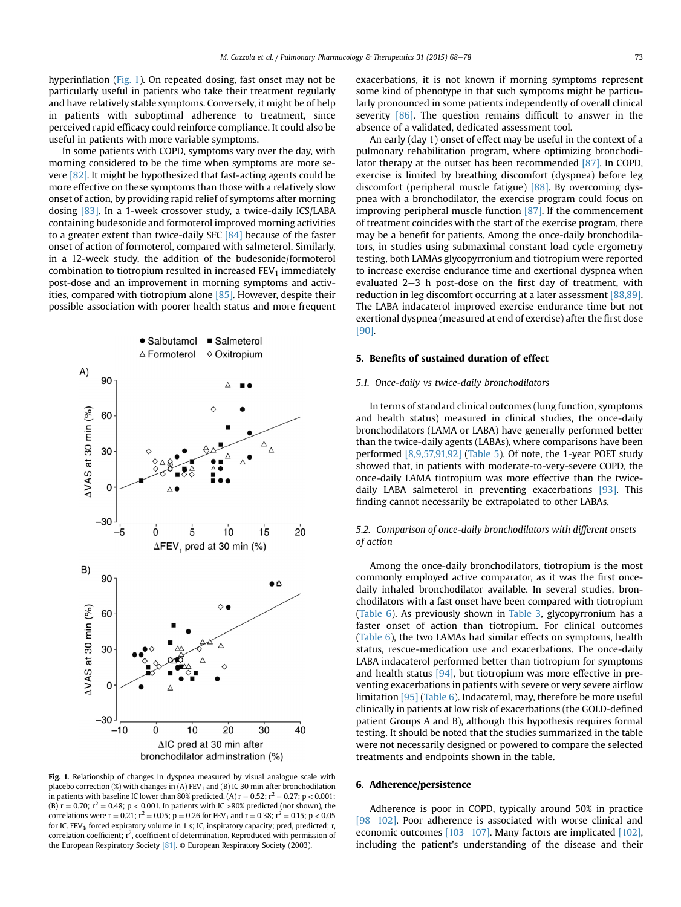hyperinflation (Fig. 1). On repeated dosing, fast onset may not be particularly useful in patients who take their treatment regularly and have relatively stable symptoms. Conversely, it might be of help in patients with suboptimal adherence to treatment, since perceived rapid efficacy could reinforce compliance. It could also be useful in patients with more variable symptoms.

In some patients with COPD, symptoms vary over the day, with morning considered to be the time when symptoms are more severe [82]. It might be hypothesized that fast-acting agents could be more effective on these symptoms than those with a relatively slow onset of action, by providing rapid relief of symptoms after morning dosing [83]. In a 1-week crossover study, a twice-daily ICS/LABA containing budesonide and formoterol improved morning activities to a greater extent than twice-daily SFC [84] because of the faster onset of action of formoterol, compared with salmeterol. Similarly, in a 12-week study, the addition of the budesonide/formoterol combination to tiotropium resulted in increased $FEV_1$ immediately post-dose and an improvement in morning symptoms and activities, compared with tiotropium alone [85]. However, despite their possible association with poorer health status and more frequent exacerbations, it is not known if morning symptoms represent some kind of phenotype in that such symptoms might be particularly pronounced in some patients independently of overall clinical severity [86]. The question remains difficult to answer in the absence of a validated, dedicated assessment tool.

Fig. 1. Relationship of changes in dyspnea measured by visual analogue scale with placebo correction (%) with changes in (A) $FEV_1$ and (B) IC 30 min after bronchodilation in patients with baseline IC lower than 80% predicted. (A) $r = 0.52$; $r^2 = 0.27$; $p < 0.001$; (B) $r = 0.70$; $r^2 = 0.48$; $p < 0.001$. In patients with IC >80% predicted (not shown), the correlations were $r = 0.21$; $r^2 = 0.05$; $p = 0.26$ for $FEV_1$ and $r = 0.38$; $r^2 = 0.15$; $p < 0.05$ for IC. $FEV_1$, forced expiratory volume in 1 s; IC, inspiratory capacity; pred, predicted; r, correlation coefficient; $r^2$, coefficient of determination. Reproduced with permission of the European Respiratory Society [81]. © European Respiratory Society (2003).

An early (day 1) onset of effect may be useful in the context of a pulmonary rehabilitation program, where optimizing bronchodilator therapy at the outset has been recommended [87]. In COPD, exercise is limited by breathing discomfort (dyspnea) before leg discomfort (peripheral muscle fatigue) [88]. By overcoming dyspnea with a bronchodilator, the exercise program could focus on improving peripheral muscle function [87]. If the commencement of treatment coincides with the start of the exercise program, there may be a benefit for patients. Among the once-daily bronchodilators, in studies using submaximal constant load cycle ergometry testing, both LAMAs glycopyrronium and tiotropium were reported to increase exercise endurance time and exertional dyspnea when evaluated 2–3 h post-dose on the first day of treatment, with reduction in leg discomfort occurring at a later assessment [88,89]. The LABA indacaterol improved exercise endurance time but not exertional dyspnea (measured at end of exercise) after the first dose [90].

## 5. Benefits of sustained duration of effect

### 5.1. Once-daily vs twice-daily bronchodilators

In terms of standard clinical outcomes (lung function, symptoms and health status) measured in clinical studies, the once-daily bronchodilators (LAMA or LABA) have generally performed better than the twice-daily agents (LABAs), where comparisons have been performed [8,9,57,91,92] (Table 5). Of note, the 1-year POET study showed that, in patients with moderate-to-very-severe COPD, the once-daily LAMA tiotropium was more effective than the twice-daily LABA salmeterol in preventing exacerbations [93]. This finding cannot necessarily be extrapolated to other LABAs.

### 5.2. Comparison of once-daily bronchodilators with different onsets of action

Among the once-daily bronchodilators, tiotropium is the most commonly employed active comparator, as it was the first once-daily inhaled bronchodilator available. In several studies, bronchodilators with a fast onset have been compared with tiotropium (Table 6). As previously shown in Table 3, glycopyrronium has a faster onset of action than tiotropium. For clinical outcomes (Table 6), the two LAMAs had similar effects on symptoms, health status, rescue-medication use and exacerbations. The once-daily LABA indacaterol performed better than tiotropium for symptoms and health status [94], but tiotropium was more effective in preventing exacerbations in patients with severe or very severe airflow limitation [95] (Table 6). Indacaterol, may, therefore be more useful clinically in patients at low risk of exacerbations (the GOLD-defined patient Groups A and B), although this hypothesis requires formal testing. It should be noted that the studies summarized in the table were not necessarily designed or powered to compare the selected treatments and endpoints shown in the table.

## 6. Adherence/persistence

Adherence is poor in COPD, typically around 50% in practice [98–102]. Poor adherence is associated with worse clinical and economic outcomes [103–107]. Many factors are implicated [102], including the patient's understanding of the disease and their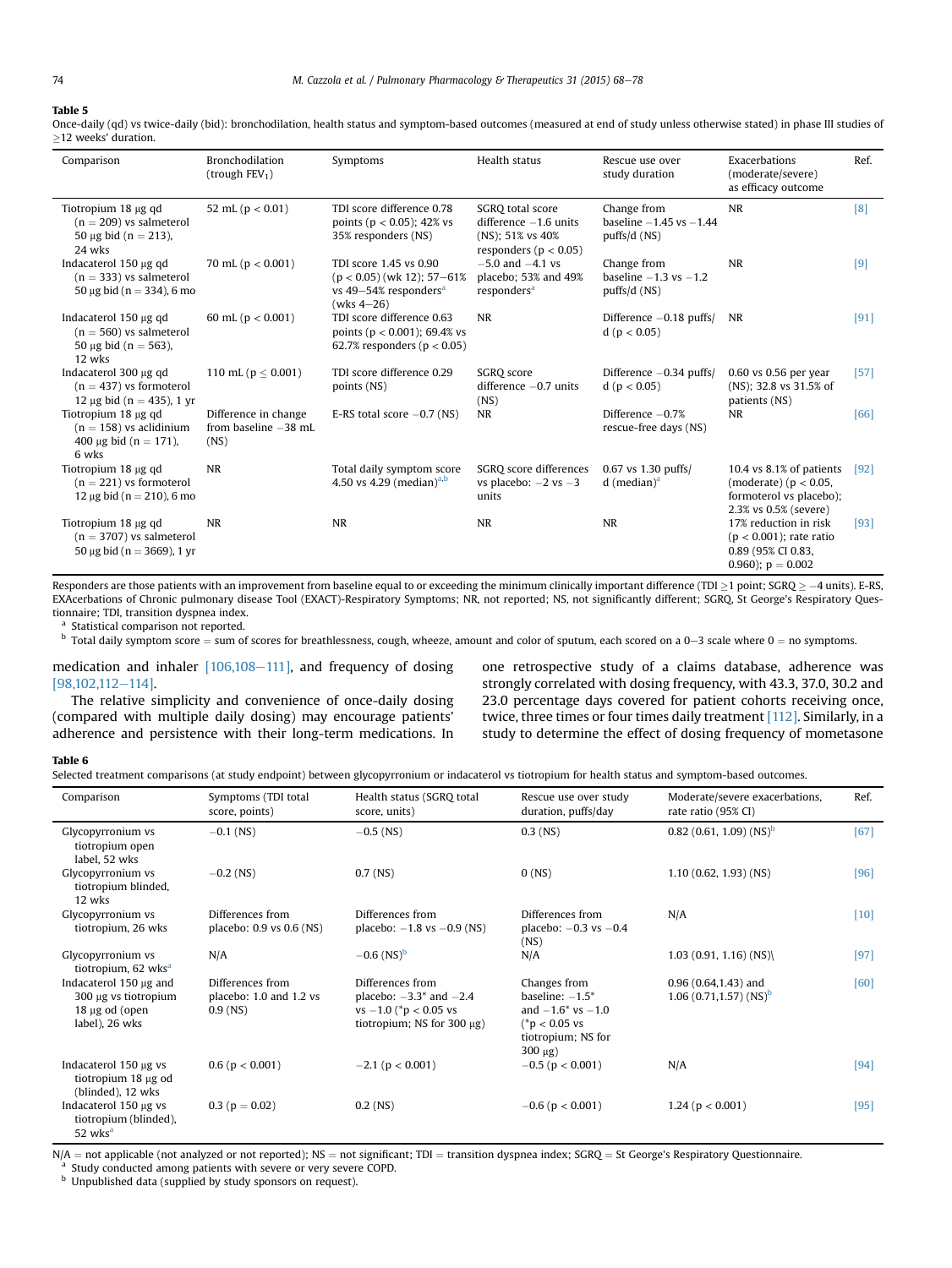**Table 5**

Once-daily (qd) vs twice-daily (bid): bronchodilation, health status and symptom-based outcomes (measured at end of study unless otherwise stated) in phase III studies of ≥12 weeks' duration.

| Comparison | Bronchodilation (trough $FEV_1$) | Symptoms | Health status | Rescue use over study duration | Exacerbations (moderate/severe) as efficacy outcome | Ref. |
|---|---|---|---|---|---|---|
| Tiotropium 18 μg qd (n = 209) vs salmeterol 50 μg bid (n = 213), 24 wks | 52 mL ($p < 0.01$) | TDI score difference 0.78 points ($p < 0.05$); 42% vs 35% responders (NS) | SGRQ total score difference −1.6 units (NS); 51% vs 40% responders ($p < 0.05$) | Change from baseline −1.45 vs −1.44 puffs/d (NS) | NR | [8] |
| Indacaterol 150 μg qd (n = 333) vs salmeterol 50 μg bid (n = 334), 6 mo | 70 mL ($p < 0.001$) | TDI score 1.45 vs 0.90 ($p < 0.05$) (wk 12); 57–61% vs 49–54% responders[a] (wks 4–26) | −5.0 and −4.1 vs placebo; 53% and 49% responders[a] | Change from baseline −1.3 vs −1.2 puffs/d (NS) | NR | [9] |
| Indacaterol 150 μg qd (n = 560) vs salmeterol 50 μg bid (n = 563), 12 wks | 60 mL ($p < 0.001$) | TDI score difference 0.63 points ($p < 0.001$); 69.4% vs 62.7% responders ($p < 0.05$) | NR | Difference −0.18 puffs/d ($p < 0.05$) | NR | [91] |
| Indacaterol 300 μg qd (n = 437) vs formoterol 12 μg bid (n = 435), 1 yr | 110 mL ($p \leq 0.001$) | TDI score difference 0.29 points (NS) | SGRQ score difference −0.7 units (NS) | Difference −0.34 puffs/d ($p < 0.05$) | 0.60 vs 0.56 per year (NS); 32.8 vs 31.5% of patients (NS) | [57] |
| Tiotropium 18 μg qd (n = 158) vs aclidinium 400 μg bid (n = 171), 6 wks | Difference in change from baseline −38 mL (NS) | E-RS total score −0.7 (NS) | NR | Difference −0.7% rescue-free days (NS) | NR | [66] |
| Tiotropium 18 μg qd (n = 221) vs formoterol 12 μg bid (n = 210), 6 mo | NR | Total daily symptom score 4.50 vs 4.29 (median)[a,b] | SGRQ score differences vs placebo: −2 vs −3 units | 0.67 vs 1.30 puffs/d (median)[a] | 10.4 vs 8.1% of patients (moderate) ($p < 0.05$, formoterol vs placebo); 2.3% vs 0.5% (severe) | [92] |
| Tiotropium 18 μg qd (n = 3707) vs salmeterol 50 μg bid (n = 3669), 1 yr | NR | NR | NR | NR | 17% reduction in risk ($p < 0.001$); rate ratio 0.89 (95% CI 0.83, 0.960); $p = 0.002$ | [93] |

Responders are those patients with an improvement from baseline equal to or exceeding the minimum clinically important difference (TDI ≥1 point; SGRQ ≥ −4 units). E-RS, EXAcerbations of Chronic pulmonary disease Tool (EXACT)-Respiratory Symptoms; NR, not reported; NS, not significantly different; SGRQ, St George's Respiratory Questionnaire; TDI, transition dyspnea index.

[a] Statistical comparison not reported.

[b] Total daily symptom score = sum of scores for breathlessness, cough, wheeze, amount and color of sputum, each scored on a 0–3 scale where 0 = no symptoms.

medication and inhaler [106,108–111], and frequency of dosing [98,102,112–114].

The relative simplicity and convenience of once-daily dosing (compared with multiple daily dosing) may encourage patients' adherence and persistence with their long-term medications. In one retrospective study of a claims database, adherence was strongly correlated with dosing frequency, with 43.3, 37.0, 30.2 and 23.0 percentage days covered for patient cohorts receiving once, twice, three times or four times daily treatment [112]. Similarly, in a study to determine the effect of dosing frequency of mometasone

**Table 6**

Selected treatment comparisons (at study endpoint) between glycopyrronium or indacaterol vs tiotropium for health status and symptom-based outcomes.

| Comparison | Symptoms (TDI total score, points) | Health status (SGRQ total score, units) | Rescue use over study duration, puffs/day | Moderate/severe exacerbations, rate ratio (95% CI) | Ref. |
|---|---|---|---|---|---|
| Glycopyrronium vs tiotropium open label, 52 wks | −0.1 (NS) | −0.5 (NS) | 0.3 (NS) | 0.82 (0.61, 1.09) (NS)[b] | [67] |
| Glycopyrronium vs tiotropium blinded, 12 wks | −0.2 (NS) | 0.7 (NS) | 0 (NS) | 1.10 (0.62, 1.93) (NS) | [96] |
| Glycopyrronium vs tiotropium, 26 wks | Differences from placebo: 0.9 vs 0.6 (NS) | Differences from placebo: −1.8 vs −0.9 (NS) | Differences from placebo: −0.3 vs −0.4 (NS) | N/A | [10] |
| Glycopyrronium vs tiotropium, 62 wks[a] | N/A | −0.6 (NS)[b] | N/A | 1.03 (0.91, 1.16) (NS)\ | [97] |
| Indacaterol 150 μg and 300 μg vs tiotropium 18 μg od (open label), 26 wks | Differences from placebo: 1.0 and 1.2 vs 0.9 (NS) | Differences from placebo: −3.3* and −2.4 vs −1.0 (*$p < 0.05$ vs tiotropium; NS for 300 μg) | Changes from baseline: −1.5* and −1.6* vs −1.0 (*$p < 0.05$ vs tiotropium; NS for 300 μg) | 0.96 (0.64,1.43) and 1.06 (0.71,1.57) (NS)[b] | [60] |
| Indacaterol 150 μg vs tiotropium 18 μg od (blinded), 12 wks | 0.6 ($p < 0.001$) | −2.1 ($p < 0.001$) | −0.5 ($p < 0.001$) | N/A | [94] |
| Indacaterol 150 μg vs tiotropium (blinded), 52 wks[a] | 0.3 ($p = 0.02$) | 0.2 (NS) | −0.6 ($p < 0.001$) | 1.24 ($p < 0.001$) | [95] |

N/A = not applicable (not analyzed or not reported); NS = not significant; TDI = transition dyspnea index; SGRQ = St George's Respiratory Questionnaire.

[a] Study conducted among patients with severe or very severe COPD.

[b] Unpublished data (supplied by study sponsors on request).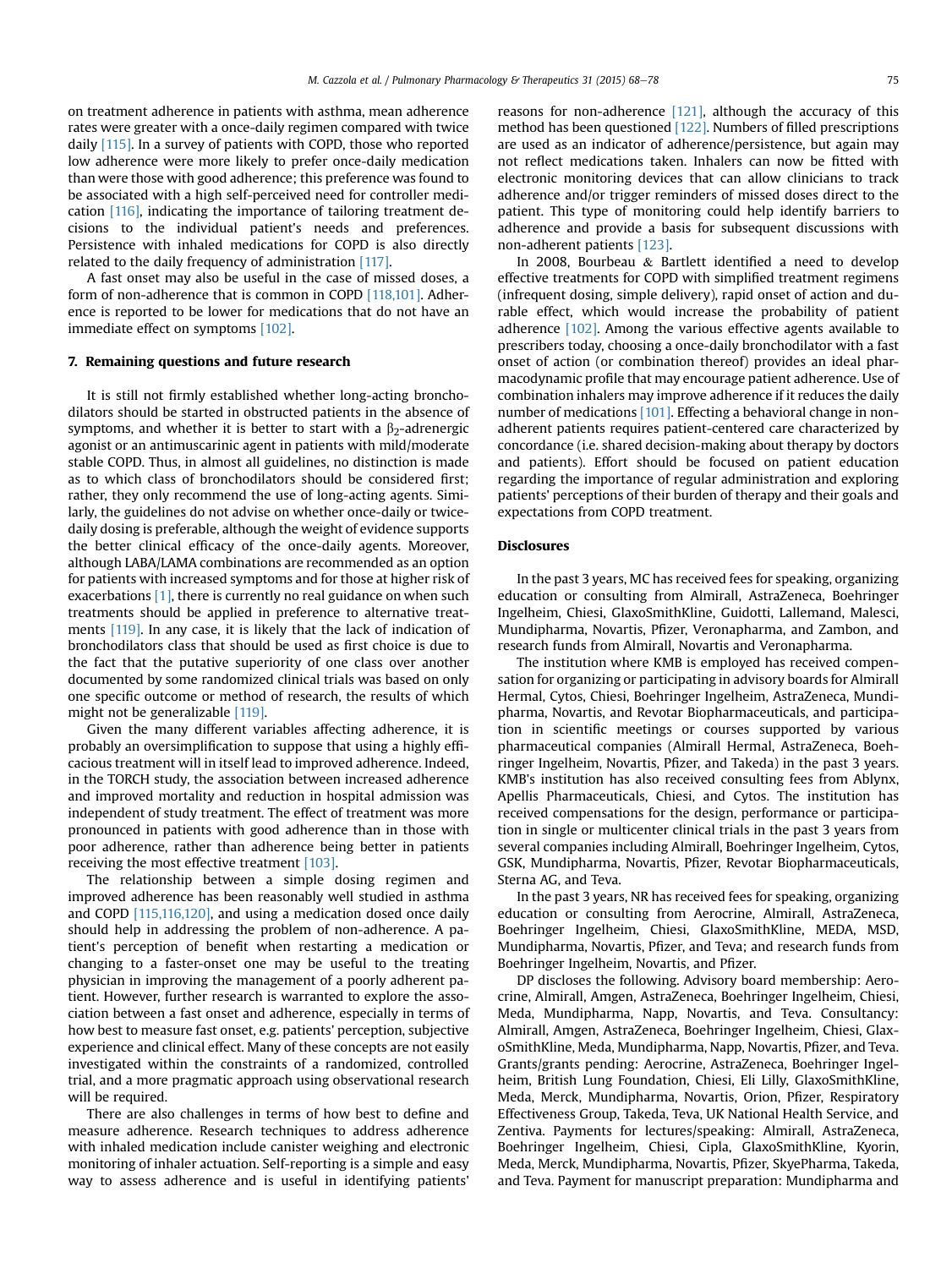on treatment adherence in patients with asthma, mean adherence rates were greater with a once-daily regimen compared with twice daily [115]. In a survey of patients with COPD, those who reported low adherence were more likely to prefer once-daily medication than were those with good adherence; this preference was found to be associated with a high self-perceived need for controller medication [116], indicating the importance of tailoring treatment decisions to the individual patient's needs and preferences. Persistence with inhaled medications for COPD is also directly related to the daily frequency of administration [117].

A fast onset may also be useful in the case of missed doses, a form of non-adherence that is common in COPD [118,101]. Adherence is reported to be lower for medications that do not have an immediate effect on symptoms [102].

## 7. Remaining questions and future research

It is still not firmly established whether long-acting bronchodilators should be started in obstructed patients in the absence of symptoms, and whether it is better to start with a $\beta_2$-adrenergic agonist or an antimuscarinic agent in patients with mild/moderate stable COPD. Thus, in almost all guidelines, no distinction is made as to which class of bronchodilators should be considered first; rather, they only recommend the use of long-acting agents. Similarly, the guidelines do not advise on whether once-daily or twice-daily dosing is preferable, although the weight of evidence supports the better clinical efficacy of the once-daily agents. Moreover, although LABA/LAMA combinations are recommended as an option for patients with increased symptoms and for those at higher risk of exacerbations [1], there is currently no real guidance on when such treatments should be applied in preference to alternative treatments [119]. In any case, it is likely that the lack of indication of bronchodilators class that should be used as first choice is due to the fact that the putative superiority of one class over another documented by some randomized clinical trials was based on only one specific outcome or method of research, the results of which might not be generalizable [119].

Given the many different variables affecting adherence, it is probably an oversimplification to suppose that using a highly efficacious treatment will in itself lead to improved adherence. Indeed, in the TORCH study, the association between increased adherence and improved mortality and reduction in hospital admission was independent of study treatment. The effect of treatment was more pronounced in patients with good adherence than in those with poor adherence, rather than adherence being better in patients receiving the most effective treatment [103].

The relationship between a simple dosing regimen and improved adherence has been reasonably well studied in asthma and COPD [115,116,120], and using a medication dosed once daily should help in addressing the problem of non-adherence. A patient's perception of benefit when restarting a medication or changing to a faster-onset one may be useful to the treating physician in improving the management of a poorly adherent patient. However, further research is warranted to explore the association between a fast onset and adherence, especially in terms of how best to measure fast onset, e.g. patients' perception, subjective experience and clinical effect. Many of these concepts are not easily investigated within the constraints of a randomized, controlled trial, and a more pragmatic approach using observational research will be required.

There are also challenges in terms of how best to define and measure adherence. Research techniques to address adherence with inhaled medication include canister weighing and electronic monitoring of inhaler actuation. Self-reporting is a simple and easy way to assess adherence and is useful in identifying patients' reasons for non-adherence [121], although the accuracy of this method has been questioned [122]. Numbers of filled prescriptions are used as an indicator of adherence/persistence, but again may not reflect medications taken. Inhalers can now be fitted with electronic monitoring devices that can allow clinicians to track adherence and/or trigger reminders of missed doses direct to the patient. This type of monitoring could help identify barriers to adherence and provide a basis for subsequent discussions with non-adherent patients [123].

In 2008, Bourbeau & Bartlett identified a need to develop effective treatments for COPD with simplified treatment regimens (infrequent dosing, simple delivery), rapid onset of action and durable effect, which would increase the probability of patient adherence [102]. Among the various effective agents available to prescribers today, choosing a once-daily bronchodilator with a fast onset of action (or combination thereof) provides an ideal pharmacodynamic profile that may encourage patient adherence. Use of combination inhalers may improve adherence if it reduces the daily number of medications [101]. Effecting a behavioral change in non-adherent patients requires patient-centered care characterized by concordance (i.e. shared decision-making about therapy by doctors and patients). Effort should be focused on patient education regarding the importance of regular administration and exploring patients' perceptions of their burden of therapy and their goals and expectations from COPD treatment.

## Disclosures

In the past 3 years, MC has received fees for speaking, organizing education or consulting from Almirall, AstraZeneca, Boehringer Ingelheim, Chiesi, GlaxoSmithKline, Guidotti, Lallemand, Malesci, Mundipharma, Novartis, Pfizer, Veronapharma, and Zambon, and research funds from Almirall, Novartis and Veronapharma.

The institution where KMB is employed has received compensation for organizing or participating in advisory boards for Almirall Hermal, Cytos, Chiesi, Boehringer Ingelheim, AstraZeneca, Mundipharma, Novartis, and Revotar Biopharmaceuticals, and participation in scientific meetings or courses supported by various pharmaceutical companies (Almirall Hermal, AstraZeneca, Boehringer Ingelheim, Novartis, Pfizer, and Takeda) in the past 3 years. KMB's institution has also received consulting fees from Ablynx, Apellis Pharmaceuticals, Chiesi, and Cytos. The institution has received compensations for the design, performance or participation in single or multicenter clinical trials in the past 3 years from several companies including Almirall, Boehringer Ingelheim, Cytos, GSK, Mundipharma, Novartis, Pfizer, Revotar Biopharmaceuticals, Sterna AG, and Teva.

In the past 3 years, NR has received fees for speaking, organizing education or consulting from Aerocrine, Almirall, AstraZeneca, Boehringer Ingelheim, Chiesi, GlaxoSmithKline, MEDA, MSD, Mundipharma, Novartis, Pfizer, and Teva; and research funds from Boehringer Ingelheim, Novartis, and Pfizer.

DP discloses the following. Advisory board membership: Aerocrine, Almirall, Amgen, AstraZeneca, Boehringer Ingelheim, Chiesi, Meda, Mundipharma, Napp, Novartis, and Teva. Consultancy: Almirall, Amgen, AstraZeneca, Boehringer Ingelheim, Chiesi, GlaxoSmithKline, Meda, Mundipharma, Napp, Novartis, Pfizer, and Teva. Grants/grants pending: Aerocrine, AstraZeneca, Boehringer Ingelheim, British Lung Foundation, Chiesi, Eli Lilly, GlaxoSmithKline, Meda, Merck, Mundipharma, Novartis, Orion, Pfizer, Respiratory Effectiveness Group, Takeda, Teva, UK National Health Service, and Zentiva. Payments for lectures/speaking: Almirall, AstraZeneca, Boehringer Ingelheim, Chiesi, Cipla, GlaxoSmithKline, Kyorin, Meda, Merck, Mundipharma, Novartis, Pfizer, SkyePharma, Takeda, and Teva. Payment for manuscript preparation: Mundipharma and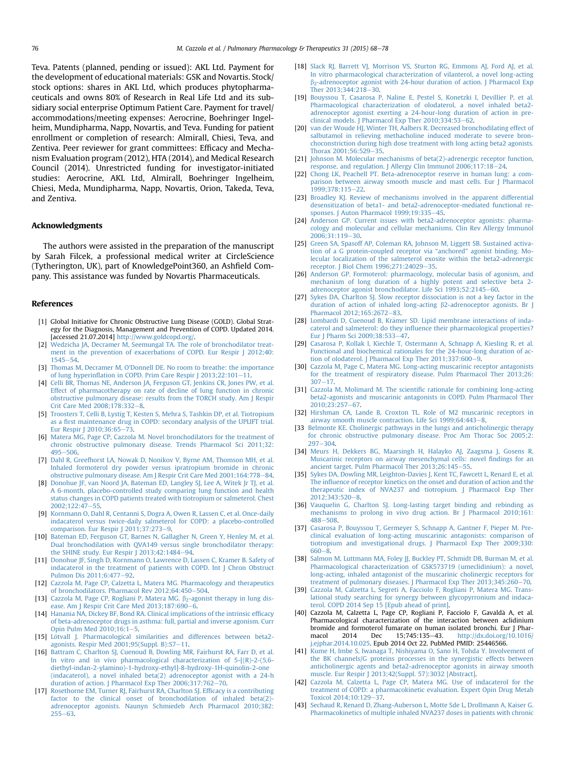Teva. Patents (planned, pending or issued): AKL Ltd. Payment for the development of educational materials: GSK and Novartis. Stock/stock options: shares in AKL Ltd, which produces phytopharmaceuticals and owns 80% of Research in Real Life Ltd and its subsidiary social enterprise Optimum Patient Care. Payment for travel/accommodations/meeting expenses: Aerocrine, Boehringer Ingelheim, Mundipharma, Napp, Novartis, and Teva. Funding for patient enrollment or completion of research: Almirall, Chiesi, Teva, and Zentiva. Peer reviewer for grant committees: Efficacy and Mechanism Evaluation program (2012), HTA (2014), and Medical Research Council (2014). Unrestricted funding for investigator-initiated studies: Aerocrine, AKL Ltd, Almirall, Boehringer Ingelheim, Chiesi, Meda, Mundipharma, Napp, Novartis, Orion, Takeda, Teva, and Zentiva.

## Acknowledgments

The authors were assisted in the preparation of the manuscript by Sarah Filcek, a professional medical writer at CircleScience (Tytherington, UK), part of KnowledgePoint360, an Ashfield Company. This assistance was funded by Novartis Pharmaceuticals.

## References

[1] Global Initiative for Chronic Obstructive Lung Disease (GOLD). Global Strategy for the Diagnosis, Management and Prevention of COPD. Updated 2014. [accessed 21.07.2014] http://www.goldcopd.org/.

[2] Wedzicha JA, Decramer M, Seemungal TA. The role of bronchodilator treatment in the prevention of exacerbations of COPD. Eur Respir J 2012;40:1545–54.

[3] Thomas M, Decramer M, O'Donnell DE. No room to breathe: the importance of lung hyperinflation in COPD. Prim Care Respir J 2013;22:101–11.

[4] Celli BR, Thomas NE, Anderson JA, Ferguson GT, Jenkins CR, Jones PW, et al. Effect of pharmacotherapy on rate of decline of lung function in chronic obstructive pulmonary disease: results from the TORCH study. Am J Respir Crit Care Med 2008;178:332–8.

[5] Troosters T, Celli B, Lystig T, Kesten S, Mehra S, Tashkin DP, et al. Tiotropium as a first maintenance drug in COPD: secondary analysis of the UPLIFT trial. Eur Respir J 2010;36:65–73.

[6] Matera MG, Page CP, Cazzola M. Novel bronchodilators for the treatment of chronic obstructive pulmonary disease. Trends Pharmacol Sci 2011;32:495–506.

[7] Dahl R, Greefhorst LA, Nowak D, Nonikov V, Byrne AM, Thomson MH, et al. Inhaled formoterol dry powder versus ipratropium bromide in chronic obstructive pulmonary disease. Am J Respir Crit Care Med 2001;164:778–84.

[8] Donohue JF, van Noord JA, Bateman ED, Langley SJ, Lee A, Witek Jr TJ, et al. A 6-month, placebo-controlled study comparing lung function and health status changes in COPD patients treated with tiotropium or salmeterol. Chest 2002;122:47–55.

[9] Kornmann O, Dahl R, Centanni S, Dogra A, Owen R, Lassen C, et al. Once-daily indacaterol versus twice-daily salmeterol for COPD: a placebo-controlled comparison. Eur Respir J 2011;37:273–9.

[10] Bateman ED, Ferguson GT, Barnes N, Gallagher N, Green Y, Henley M, et al. Dual bronchodilation with QVA149 versus single bronchodilator therapy: the SHINE study. Eur Respir J 2013;42:1484–94.

[11] Donohue JF, Singh D, Kornmann O, Lawrence D, Lassen C, Kramer B. Safety of indacaterol in the treatment of patients with COPD. Int J Chron Obstruct Pulmon Dis 2011;6:477–92.

[12] Cazzola M, Page CP, Calzetta L, Matera MG. Pharmacology and therapeutics of bronchodilators. Pharmacol Rev 2012;64:450–504.

[13] Cazzola M, Page CP, Rogliani P, Matera MG. $\beta_2$-agonist therapy in lung disease. Am J Respir Crit Care Med 2013;187:690–6.

[14] Hanania NA, Dickey BF, Bond RA. Clinical implications of the intrinsic efficacy of beta-adrenoceptor drugs in asthma: full, partial and inverse agonism. Curr Opin Pulm Med 2010;16:1–5.

[15] Lötvall J. Pharmacological similarities and differences between beta2-agonists. Respir Med 2001;95(Suppl. B):S7–11.

[16] Battram C, Charlton SJ, Cuenoud B, Dowling MR, Fairhurst RA, Farr D, et al. In vitro and in vivo pharmacological characterization of 5-[(R)-2-(5,6-diethyl-indan-2-ylamino)-1-hydroxy-ethyl]-8-hydroxy-1H-quinolin-2-one (indacaterol), a novel inhaled beta(2) adrenoceptor agonist with a 24-h duration of action. J Pharmacol Exp Ther 2006;317:762–70.

[17] Rosethorne EM, Turner RJ, Fairhurst RA, Charlton SJ. Efficacy is a contributing factor to the clinical onset of bronchodilation of inhaled beta(2)-adrenoceptor agonists. Naunyn Schmiedeb Arch Pharmacol 2010;382:255–63.

[18] Slack RJ, Barrett VJ, Morrison VS, Sturton RG, Emmons AJ, Ford AJ, et al. In vitro pharmacological characterization of vilanterol, a novel long-acting $\beta_2$-adrenoceptor agonist with 24-hour duration of action. J Pharmacol Exp Ther 2013;344:218–30.

[19] Bouyssou T, Casarosa P, Naline E, Pestel S, Konetzki I, Devillier P, et al. Pharmacological characterization of olodaterol, a novel inhaled beta2-adrenoceptor agonist exerting a 24-hour-long duration of action in preclinical models. J Pharmacol Exp Ther 2010;334:53–62.

[20] van der Woude HJ, Winter TH, Aalbers R. Decreased bronchodilating effect of salbutamol in relieving methacholine induced moderate to severe bronchoconstriction during high dose treatment with long acting beta2 agonists. Thorax 2001;56:529–35.

[21] Johnson M. Molecular mechanisms of beta(2)-adrenergic receptor function, response, and regulation. J Allergy Clin Immunol 2006;117:18–24.

[22] Chong LK, Peachell PT. Beta-adrenoceptor reserve in human lung: a comparison between airway smooth muscle and mast cells. Eur J Pharmacol 1999;378:115–22.

[23] Broadley KJ. Review of mechanisms involved in the apparent differential desensitization of beta1- and beta2-adrenoceptor-mediated functional responses. J Auton Pharmacol 1999;19:335–45.

[24] Anderson GP. Current issues with beta2-adrenoceptor agonists: pharmacology and molecular and cellular mechanisms. Clin Rev Allergy Immunol 2006;31:119–30.

[25] Green SA, Spasoff AP, Coleman RA, Johnson M, Liggett SB. Sustained activation of a G protein-coupled receptor via "anchored" agonist binding. Molecular localization of the salmeterol exosite within the beta2-adrenergic receptor. J Biol Chem 1996;271:24029–35.

[26] Anderson GP. Formoterol: pharmacology, molecular basis of agonism, and mechanism of long duration of a highly potent and selective beta 2-adrenoceptor agonist bronchodilator. Life Sci 1993;52:2145–60.

[27] Sykes DA, Charlton SJ. Slow receptor dissociation is not a key factor in the duration of action of inhaled long-acting $\beta$2-adrenoceptor agonists. Br J Pharmacol 2012;165:2672–83.

[28] Lombardi D, Cuenoud B, Krämer SD. Lipid membrane interactions of indacaterol and salmeterol: do they influence their pharmacological properties? Eur J Pharm Sci 2009;38:533–47.

[29] Casarosa P, Kollak I, Kiechle T, Ostermann A, Schnapp A, Kiesling R, et al. Functional and biochemical rationales for the 24-hour-long duration of action of olodaterol. J Pharmacol Exp Ther 2011;337:600–9.

[30] Cazzola M, Page C, Matera MG. Long-acting muscarinic receptor antagonists for the treatment of respiratory disease. Pulm Pharmacol Ther 2013;26:307–17.

[31] Cazzola M, Molimard M. The scientific rationale for combining long-acting beta2-agonists and muscarinic antagonists in COPD. Pulm Pharmacol Ther 2010;23:257–67.

[32] Hirshman CA, Lande B, Croxton TL. Role of M2 muscarinic receptors in airway smooth muscle contraction. Life Sci 1999;64:443–8.

[33 Belmonte KE. Cholinergic pathways in the lungs and anticholinergic therapy for chronic obstructive pulmonary disease. Proc Am Thorac Soc 2005;2:297–304.

[34] Meurs H, Dekkers BG, Maarsingh H, Halayko AJ, Zaagsma J, Gosens R. Muscarinic receptors on airway mesenchymal cells: novel findings for an ancient target. Pulm Pharmacol Ther 2013;26:145–55.

[35] Sykes DA, Dowling MR, Leighton-Davies J, Kent TC, Fawcett L, Renard E, et al. The influence of receptor kinetics on the onset and duration of action and the therapeutic index of NVA237 and tiotropium. J Pharmacol Exp Ther 2012;343:520–8.

[36] Vauquelin G, Charlton SJ. Long-lasting target binding and rebinding as mechanisms to prolong in vivo drug action. Br J Pharmacol 2010;161:488–508.

[37] Casarosa P, Bouyssou T, Germeyer S, Schnapp A, Gantner F, Pieper M. Preclinical evaluation of long-acting muscarinic antagonists: comparison of tiotropium and investigational drugs. J Pharmacol Exp Ther 2009;330:660–8.

[38] Salmon M, Luttmann MA, Foley JJ, Buckley PT, Schmidt DB, Burman M, et al. Pharmacological characterization of GSK573719 (umeclidinium): a novel, long-acting, inhaled antagonist of the muscarinic cholinergic receptors for treatment of pulmonary diseases. J Pharmacol Exp Ther 2013;345:260–70.

[39] Cazzola M, Calzetta L, Segreti A, Facciolo F, Rogliani P, Matera MG. Translational study searching for synergy between glycopyrronium and indacaterol. COPD 2014 Sep 15 [Epub ahead of print].

[40] Cazzola M, Calzetta L, Page CP, Rogliani P, Facciolo F, Gavaldà A, et al. Pharmacological characterization of the interaction between aclidinium bromide and formoterol fumarate on human isolated bronchi. Eur J Pharmacol 2014 Dec 15;745:135–43. http://dx.doi.org/10.1016/j.ejphar.2014.10.025. Epub 2014 Oct 22. PubMed PMID: 25446566.

[41] Kume H, Imbe S, Iwanaga T, Nishiyama O, Sano H, Tohda Y. Involvement of the BK channels/G proteins processes in the synergistic effects between anticholinergic agents and beta2-adrenoceptor agonists in airway smooth muscle. Eur Respir J 2013;42(Suppl. 57):3032 [Abstract].

[42] Cazzola M, Calzetta L, Page CP, Matera MG. Use of indacaterol for the treatment of COPD: a pharmacokinetic evaluation. Expert Opin Drug Metab Toxicol 2014;10:129–37.

[43] Sechaud R, Renard D, Zhang-Auberson L, Motte Sde L, Drollmann A, Kaiser G. Pharmacokinetics of multiple inhaled NVA237 doses in patients with chronic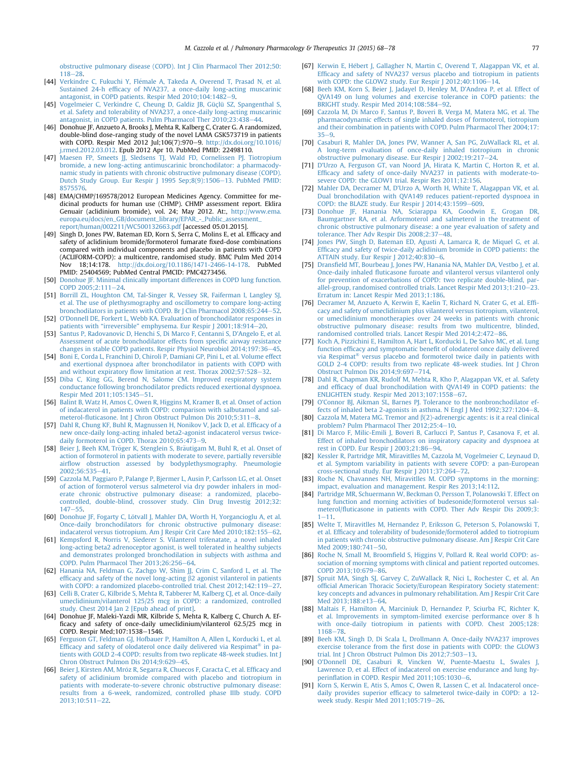obstructive pulmonary disease (COPD). Int J Clin Pharmacol Ther 2012;50: 118–28.

[44] Verkindre C, Fukuchi Y, Flémale A, Takeda A, Overend T, Prasad N, et al. Sustained 24-h efficacy of NVA237, a once-daily long-acting muscarinic antagonist, in COPD patients. Respir Med 2010;104:1482–9.

[45] Vogelmeier C, Verkindre C, Cheung D, Galdiz JB, Güçlü SZ, Spangenthal S, et al. Safety and tolerability of NVA237, a once-daily long-acting muscarinic antagonist, in COPD patients. Pulm Pharmacol Ther 2010;23:438–44.

[46] Donohue JF, Anzueto A, Brooks J, Mehta R, Kalberg C, Crater G. A randomized, double-blind dose-ranging study of the novel LAMA GSK573719 in patients with COPD. Respir Med 2012 Jul;106(7):970–9. http://dx.doi.org/10.1016/j.rmed.2012.03.012. Epub 2012 Apr 10. PubMed PMID: 22498110.

[47] Maesen FP, Smeets JJ, Sledsens TJ, Wald FD, Cornelissen PJ. Tiotropium bromide, a new long-acting antimuscarinic bronchodilator: a pharmacodynamic study in patients with chronic obstructive pulmonary disease (COPD). Dutch Study Group. Eur Respir J 1995 Sep;8(9):1506–13. PubMed PMID: 8575576.

[48] EMA/CHMP/169578/2012 European Medicines Agency. Committee for medicinal products for human use (CHMP). CHMP assessment report. Eklira Genuair (aclidinium bromide), vol. 24; May 2012. At:, http://www.ema.europa.eu/docs/en_GB/document_library/EPAR_-_Public_assessment_report/human/002211/WC500132663.pdf [accessed 05.01.2015].

[49] Singh D, Jones PW, Bateman ED, Korn S, Serra C, Molins E, et al. Efficacy and safety of aclidinium bromide/formoterol fumarate fixed-dose combinations compared with individual components and placebo in patients with COPD (ACLIFORM-COPD): a multicentre, randomised study. BMC Pulm Med 2014 Nov 18;14:178. http://dx.doi.org/10.1186/1471-2466-14-178. PubMed PMID: 25404569; PubMed Central PMCID: PMC4273456.

[50] Donohue JF. Minimal clinically important differences in COPD lung function. COPD 2005;2:111–24.

[51] Borrill ZL, Houghton CM, Tal-Singer R, Vessey SR, Faiferman I, Langley SJ, et al. The use of plethysmography and oscillometry to compare long-acting bronchodilators in patients with COPD. Br J Clin Pharmacol 2008;65:244–52.

[52] O'Donnell DE, Forkert L, Webb KA. Evaluation of bronchodilator responses in patients with "irreversible" emphysema. Eur Respir J 2001;18:914–20.

[53] Santus P, Radovanovic D, Henchi S, Di Marco F, Centanni S, D'Angelo E, et al. Assessment of acute bronchodilator effects from specific airway resistance changes in stable COPD patients. Respir Physiol Neurobiol 2014;197:36–45.

[54] Boni E, Corda L, Franchini D, Chiroli P, Damiani GP, Pini L, et al. Volume effect and exertional dyspnoea after bronchodilator in patients with COPD with and without expiratory flow limitation at rest. Thorax 2002;57:528–32.

[55] Diba C, King GG, Berend N, Salome CM. Improved respiratory system conductance following bronchodilator predicts reduced exertional dyspnoea. Respir Med 2011;105:1345–51.

[56] Balint B, Watz H, Amos C, Owen R, Higgins M, Kramer B, et al. Onset of action of indacaterol in patients with COPD: comparison with salbutamol and salmeterol-fluticasone. Int J Chron Obstruct Pulmon Dis 2010;5:311–8.

[57] Dahl R, Chung KF, Buhl R, Magnussen H, Nonikov V, Jack D, et al. Efficacy of a new once-daily long-acting inhaled beta2-agonist indacaterol versus twice-daily formoterol in COPD. Thorax 2010;65:473–9.

[58] Beier J, Beeh KM, Tröger K, Stenglein S, Bräutigam M, Buhl R, et al. Onset of action of formoterol in patients with moderate to severe, partially reversible airflow obstruction assessed by bodyplethysmography. Pneumologie 2002;56:535–41.

[59] Cazzola M, Paggiaro P, Palange P, Bjermer L, Ausin P, Carlsson LG, et al. Onset of action of formoterol versus salmeterol via dry powder inhalers in moderate chronic obstructive pulmonary disease: a randomized, placebo-controlled, double-blind, crossover study. Clin Drug Investig 2012;32: 147–55.

[60] Donohue JF, Fogarty C, Lötvall J, Mahler DA, Worth H, Yorgancioglu A, et al. Once-daily bronchodilators for chronic obstructive pulmonary disease: indacaterol versus tiotropium. Am J Respir Crit Care Med 2010;182:155–62.

[61] Kempsford R, Norris V, Siederer S. Vilanterol trifenatate, a novel inhaled long-acting beta2 adrenoceptor agonist, is well tolerated in healthy subjects and demonstrates prolonged bronchodilation in subjects with asthma and COPD. Pulm Pharmacol Ther 2013;26:256–64.

[62] Hanania NA, Feldman G, Zachgo W, Shim JJ, Crim C, Sanford L, et al. The efficacy and safety of the novel long-acting β2 agonist vilanterol in patients with COPD: a randomized placebo-controlled trial. Chest 2012;142:119–27.

[63] Celli B, Crater G, Kilbride S, Mehta R, Tabberer M, Kalberg CJ, et al. Once-daily umeclidinium/vilanterol 125/25 mcg in COPD: a randomized, controlled study. Chest 2014 Jan 2 [Epub ahead of print].

[64] Donohue JF, Maleki-Yazdi MR, Kilbride S, Mehta R, Kalberg C, Church A. Efficacy and safety of once-daily umeclidinium/vilanterol 62.5/25 mcg in COPD. Respir Med;107:1538–1546.

[65] Ferguson GT, Feldman GJ, Hofbauer P, Hamilton A, Allen L, Korducki L, et al. Efficacy and safety of olodaterol once daily delivered via Respimat® in patients with GOLD 2-4 COPD: results from two replicate 48-week studies. Int J Chron Obstruct Pulmon Dis 2014;9:629–45.

[66] Beier J, Kirsten AM, Mróz R, Segarra R, Chuecos F, Caracta C, et al. Efficacy and safety of aclidinium bromide compared with placebo and tiotropium in patients with moderate-to-severe chronic obstructive pulmonary disease: results from a 6-week, randomized, controlled phase IIIb study. COPD 2013;10:511–22.

[67] Kerwin E, Hébert J, Gallagher N, Martin C, Overend T, Alagappan VK, et al. Efficacy and safety of NVA237 versus placebo and tiotropium in patients with COPD: the GLOW2 study. Eur Respir J 2012;40:1106–14.

[68] Beeh KM, Korn S, Beier J, Jadayel D, Henley M, D'Andrea P, et al. Effect of QVA149 on lung volumes and exercise tolerance in COPD patients: the BRIGHT study. Respir Med 2014;108:584–92.

[69] Cazzola M, Di Marco F, Santus P, Boveri B, Verga M, Matera MG, et al. The pharmacodynamic effects of single inhaled doses of formoterol, tiotropium and their combination in patients with COPD. Pulm Pharmacol Ther 2004;17: 35–9.

[70] Casaburi R, Mahler DA, Jones PW, Wanner A, San PG, ZuWallack RL, et al. A long-term evaluation of once-daily inhaled tiotropium in chronic obstructive pulmonary disease. Eur Respir J 2002;19:217–24.

[71] D'Urzo A, Ferguson GT, van Noord JA, Hirata K, Martin C, Horton R, et al. Efficacy and safety of once-daily NVA237 in patients with moderate-to-severe COPD: the GLOW1 trial. Respir Res 2011;12:156.

[72] Mahler DA, Decramer M, D'Urzo A, Worth H, White T, Alagappan VK, et al. Dual bronchodilation with QVA149 reduces patient-reported dyspnoea in COPD: the BLAZE study. Eur Respir J 2014;43:1599–609.

[73] Donohue JF, Hanania NA, Sciarappa KA, Goodwin E, Grogan DR, Baumgartner RA, et al. Arformoterol and salmeterol in the treatment of chronic obstructive pulmonary disease: a one year evaluation of safety and tolerance. Ther Adv Respir Dis 2008;2:37–48.

[74] Jones PW, Singh D, Bateman ED, Agusti A, Lamarca R, de Miquel G, et al. Efficacy and safety of twice-daily aclidinium bromide in COPD patients: the ATTAIN study. Eur Respir J 2012;40:830–6.

[75] Dransfield MT, Bourbeau J, Jones PW, Hanania NA, Mahler DA, Vestbo J, et al. Once-daily inhaled fluticasone furoate and vilanterol versus vilanterol only for prevention of exacerbations of COPD: two replicate double-blind, parallel-group, randomised controlled trials. Lancet Respir Med 2013;1:210–23. Erratum in: Lancet Respir Med 2013;1:186.

[76] Decramer M, Anzueto A, Kerwin E, Kaelin T, Richard N, Crater G, et al. Efficacy and safety of umeclidinium plus vilanterol versus tiotropium, vilanterol, or umeclidinium monotherapies over 24 weeks in patients with chronic obstructive pulmonary disease: results from two multicentre, blinded, randomised controlled trials. Lancet Respir Med 2014;2:472–86.

[77] Koch A, Pizzichini E, Hamilton A, Hart L, Korducki L, De Salvo MC, et al. Lung function efficacy and symptomatic benefit of olodaterol once daily delivered via Respimat® versus placebo and formoterol twice daily in patients with GOLD 2-4 COPD: results from two replicate 48-week studies. Int J Chron Obstruct Pulmon Dis 2014;9:697–714.

[78] Dahl R, Chapman KR, Rudolf M, Mehta R, Kho P, Alagappan VK, et al. Safety and efficacy of dual bronchodilation with QVA149 in COPD patients: the ENLIGHTEN study. Respir Med 2013;107:1558–67.

[79] O'Connor BJ, Aikman SL, Barnes PJ. Tolerance to the nonbronchodilator effects of inhaled beta 2-agonists in asthma. N Engl J Med 1992;327:1204–8.

[80] Cazzola M, Matera MG. Tremor and β(2)-adrenergic agents: is it a real clinical problem? Pulm Pharmacol Ther 2012;25:4–10.

[81] Di Marco F, Milic-Emili J, Boveri B, Carlucci P, Santus P, Casanova F, et al. Effect of inhaled bronchodilators on inspiratory capacity and dyspnoea at rest in COPD. Eur Respir J 2003;21:86–94.

[82] Kessler R, Partridge MR, Miravitlles M, Cazzola M, Vogelmeier C, Leynaud D, et al. Symptom variability in patients with severe COPD: a pan-European cross-sectional study. Eur Respir J 2011;37:264–72.

[83] Roche N, Chavannes NH, Miravitlles M. COPD symptoms in the morning: impact, evaluation and management. Respir Res 2013;14:112.

[84] Partridge MR, Schuermann W, Beckman O, Persson T, Polanowski T. Effect on lung function and morning activities of budesonide/formoterol versus salmeterol/fluticasone in patients with COPD. Ther Adv Respir Dis 2009;3: 1–11.

[85] Welte T, Miravitlles M, Hernandez P, Eriksson G, Peterson S, Polanowski T, et al. Efficacy and tolerability of budesonide/formoterol added to tiotropium in patients with chronic obstructive pulmonary disease. Am J Respir Crit Care Med 2009;180:741–50.

[86] Roche N, Small M, Broomfield S, Higgins V, Pollard R. Real world COPD: association of morning symptoms with clinical and patient reported outcomes. COPD 2013;10:679–86.

[87] Spruit MA, Singh SJ, Garvey C, ZuWallack R, Nici L, Rochester C, et al. An official American Thoracic Society/European Respiratory Society statement: key concepts and advances in pulmonary rehabilitation. Am J Respir Crit Care Med 2013;188:e13–64.

[88] Maltais F, Hamilton A, Marciniuk D, Hernandez P, Sciurba FC, Richter K, et al. Improvements in symptom-limited exercise performance over 8 h with once-daily tiotropium in patients with COPD. Chest 2005;128: 1168–78.

[89] Beeh KM, Singh D, Di Scala L, Drollmann A. Once-daily NVA237 improves exercise tolerance from the first dose in patients with COPD: the GLOW3 trial. Int J Chron Obstruct Pulmon Dis 2012;7:503–13.

[90] O'Donnell DE, Casaburi R, Vincken W, Puente-Maestu L, Swales J, Lawrence D, et al. Effect of indacaterol on exercise endurance and lung hyperinflation in COPD. Respir Med 2011;105:1030–6.

[91] Korn S, Kerwin E, Atis S, Amos C, Owen R, Lassen C, et al. Indacaterol once-daily provides superior efficacy to salmeterol twice-daily in COPD: a 12-week study. Respir Med 2011;105:719–26.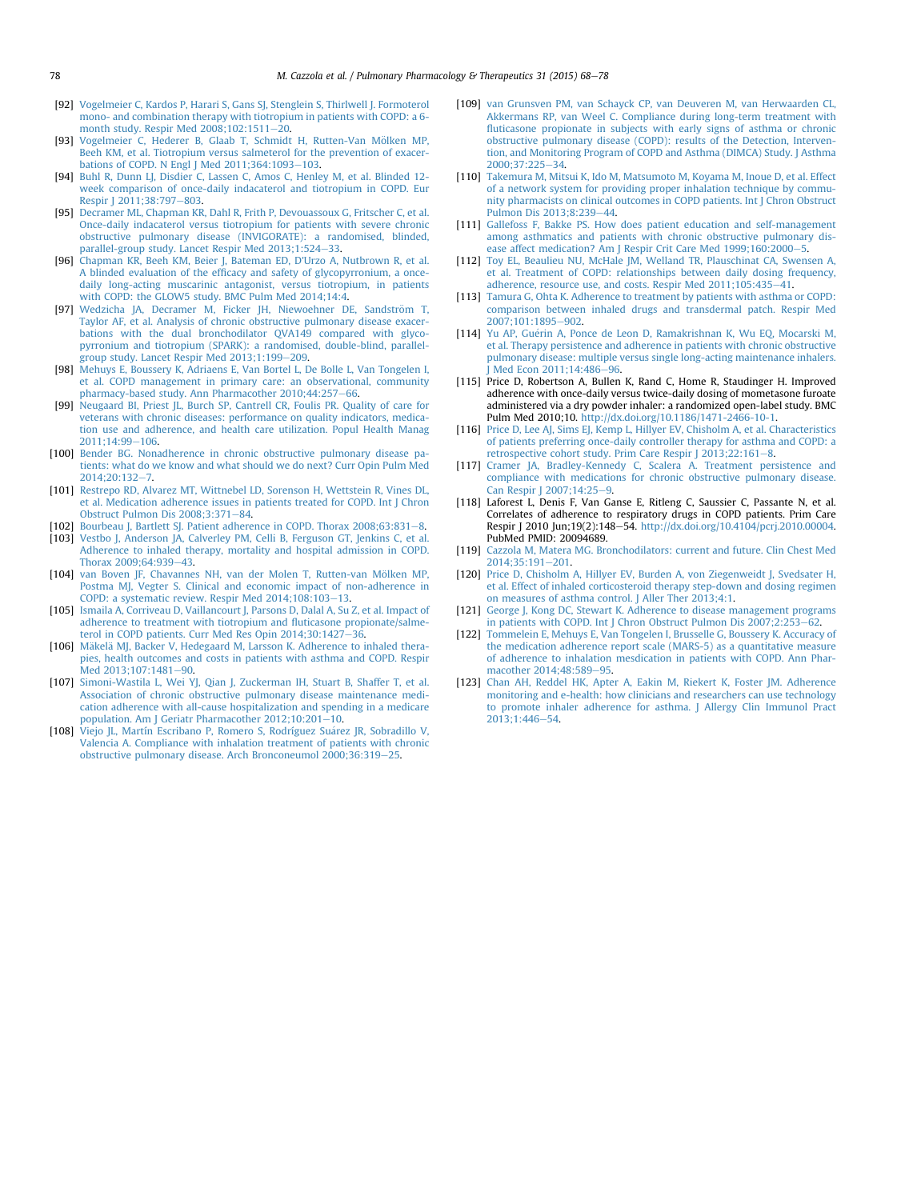[92] Vogelmeier C, Kardos P, Harari S, Gans SJ, Stenglein S, Thirlwell J. Formoterol mono- and combination therapy with tiotropium in patients with COPD: a 6-month study. Respir Med 2008;102:1511–20.

[93] Vogelmeier C, Hederer B, Glaab T, Schmidt H, Rutten-Van Mölken MP, Beeh KM, et al. Tiotropium versus salmeterol for the prevention of exacerbations of COPD. N Engl J Med 2011;364:1093–103.

[94] Buhl R, Dunn LJ, Disdier C, Lassen C, Amos C, Henley M, et al. Blinded 12-week comparison of once-daily indacaterol and tiotropium in COPD. Eur Respir J 2011;38:797–803.

[95] Decramer ML, Chapman KR, Dahl R, Frith P, Devouassoux G, Fritscher C, et al. Once-daily indacaterol versus tiotropium for patients with severe chronic obstructive pulmonary disease (INVIGORATE): a randomised, blinded, parallel-group study. Lancet Respir Med 2013;1:524–33.

[96] Chapman KR, Beeh KM, Beier J, Bateman ED, D'Urzo A, Nutbrown R, et al. A blinded evaluation of the efficacy and safety of glycopyrronium, a once-daily long-acting muscarinic antagonist, versus tiotropium, in patients with COPD: the GLOW5 study. BMC Pulm Med 2014;14:4.

[97] Wedzicha JA, Decramer M, Ficker JH, Niewoehner DE, Sandström T, Taylor AF, et al. Analysis of chronic obstructive pulmonary disease exacerbations with the dual bronchodilator QVA149 compared with glycopyrronium and tiotropium (SPARK): a randomised, double-blind, parallel-group study. Lancet Respir Med 2013;1:199–209.

[98] Mehuys E, Boussery K, Adriaens E, Van Bortel L, De Bolle L, Van Tongelen I, et al. COPD management in primary care: an observational, community pharmacy-based study. Ann Pharmacother 2010;44:257–66.

[99] Neugaard BI, Priest JL, Burch SP, Cantrell CR, Foulis PR. Quality of care for veterans with chronic diseases: performance on quality indicators, medication use and adherence, and health care utilization. Popul Health Manag 2011;14:99–106.

[100] Bender BG. Nonadherence in chronic obstructive pulmonary disease patients: what do we know and what should we do next? Curr Opin Pulm Med 2014;20:132–7.

[101] Restrepo RD, Alvarez MT, Wittnebel LD, Sorenson H, Wettstein R, Vines DL, et al. Medication adherence issues in patients treated for COPD. Int J Chron Obstruct Pulmon Dis 2008;3:371–84.

[102] Bourbeau J, Bartlett SJ. Patient adherence in COPD. Thorax 2008;63:831–8.

[103] Vestbo J, Anderson JA, Calverley PM, Celli B, Ferguson GT, Jenkins C, et al. Adherence to inhaled therapy, mortality and hospital admission in COPD. Thorax 2009;64:939–43.

[104] van Boven JF, Chavannes NH, van der Molen T, Rutten-van Mölken MP, Postma MJ, Vegter S. Clinical and economic impact of non-adherence in COPD: a systematic review. Respir Med 2014;108:103–13.

[105] Ismaila A, Corriveau D, Vaillancourt J, Parsons D, Dalal A, Su Z, et al. Impact of adherence to treatment with tiotropium and fluticasone propionate/salmeterol in COPD patients. Curr Med Res Opin 2014;30:1427–36.

[106] Mäkelä MJ, Backer V, Hedegaard M, Larsson K. Adherence to inhaled therapies, health outcomes and costs in patients with asthma and COPD. Respir Med 2013;107:1481–90.

[107] Simoni-Wastila L, Wei YJ, Qian J, Zuckerman IH, Stuart B, Shaffer T, et al. Association of chronic obstructive pulmonary disease maintenance medication adherence with all-cause hospitalization and spending in a medicare population. Am J Geriatr Pharmacother 2012;10:201–10.

[108] Viejo JL, Martín Escribano P, Romero S, Rodríguez Suárez JR, Sobradillo V, Valencia A. Compliance with inhalation treatment of patients with chronic obstructive pulmonary disease. Arch Bronconeumol 2000;36:319–25.

[109] van Grunsven PM, van Schayck CP, van Deuveren M, van Herwaarden CL, Akkermans RP, van Weel C. Compliance during long-term treatment with fluticasone propionate in subjects with early signs of asthma or chronic obstructive pulmonary disease (COPD): results of the Detection, Intervention, and Monitoring Program of COPD and Asthma (DIMCA) Study. J Asthma 2000;37:225–34.

[110] Takemura M, Mitsui K, Ido M, Matsumoto M, Koyama M, Inoue D, et al. Effect of a network system for providing proper inhalation technique by community pharmacists on clinical outcomes in COPD patients. Int J Chron Obstruct Pulmon Dis 2013;8:239–44.

[111] Gallefoss F, Bakke PS. How does patient education and self-management among asthmatics and patients with chronic obstructive pulmonary disease affect medication? Am J Respir Crit Care Med 1999;160:2000–5.

[112] Toy EL, Beaulieu NU, McHale JM, Welland TR, Plauschinat CA, Swensen A, et al. Treatment of COPD: relationships between daily dosing frequency, adherence, resource use, and costs. Respir Med 2011;105:435–41.

[113] Tamura G, Ohta K. Adherence to treatment by patients with asthma or COPD: comparison between inhaled drugs and transdermal patch. Respir Med 2007;101:1895–902.

[114] Yu AP, Guérin A, Ponce de Leon D, Ramakrishnan K, Wu EQ, Mocarski M, et al. Therapy persistence and adherence in patients with chronic obstructive pulmonary disease: multiple versus single long-acting maintenance inhalers. J Med Econ 2011;14:486–96.

[115] Price D, Robertson A, Bullen K, Rand C, Horne R, Staudinger H. Improved adherence with once-daily versus twice-daily dosing of mometasone furoate administered via a dry powder inhaler: a randomized open-label study. BMC Pulm Med 2010;10. http://dx.doi.org/10.1186/1471-2466-10-1.

[116] Price D, Lee AJ, Sims EJ, Kemp L, Hillyer EV, Chisholm A, et al. Characteristics of patients preferring once-daily controller therapy for asthma and COPD: a retrospective cohort study. Prim Care Respir J 2013;22:161–8.

[117] Cramer JA, Bradley-Kennedy C, Scalera A. Treatment persistence and compliance with medications for chronic obstructive pulmonary disease. Can Respir J 2007;14:25–9.

[118] Laforest L, Denis F, Van Ganse E, Ritleng C, Saussier C, Passante N, et al. Correlates of adherence to respiratory drugs in COPD patients. Prim Care Respir J 2010 Jun;19(2):148–54. http://dx.doi.org/10.4104/pcrj.2010.00004. PubMed PMID: 20094689.

[119] Cazzola M, Matera MG. Bronchodilators: current and future. Clin Chest Med 2014;35:191–201.

[120] Price D, Chisholm A, Hillyer EV, Burden A, von Ziegenweidt J, Svedsater H, et al. Effect of inhaled corticosteroid therapy step-down and dosing regimen on measures of asthma control. J Aller Ther 2013;4:1.

[121] George J, Kong DC, Stewart K. Adherence to disease management programs in patients with COPD. Int J Chron Obstruct Pulmon Dis 2007;2:253–62.

[122] Tommelein E, Mehuys E, Van Tongelen I, Brusselle G, Boussery K. Accuracy of the medication adherence report scale (MARS-5) as a quantitative measure of adherence to inhalation mesdication in patients with COPD. Ann Pharmacother 2014;48:589–95.

[123] Chan AH, Reddel HK, Apter A, Eakin M, Riekert K, Foster JM. Adherence monitoring and e-health: how clinicians and researchers can use technology to promote inhaler adherence for asthma. J Allergy Clin Immunol Pract 2013;1:446–54.